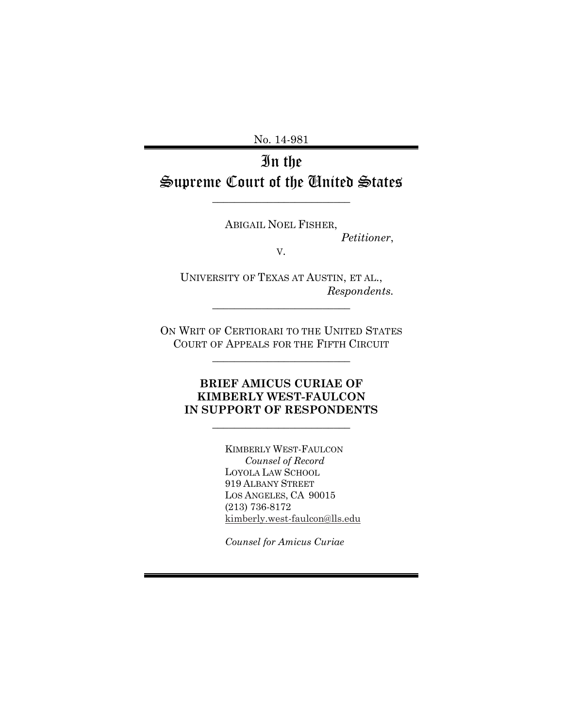No. 14-981

# In the Supreme Court of the United States

---

ABIGAIL NOEL FISHER,
*Petitioner*,

V.

UNIVERSITY OF TEXAS AT AUSTIN, ET AL.,
*Respondents.*

---

ON WRIT OF CERTIORARI TO THE UNITED STATES COURT OF APPEALS FOR THE FIFTH CIRCUIT

---

**BRIEF AMICUS CURIAE OF KIMBERLY WEST-FAULCON IN SUPPORT OF RESPONDENTS**

---

KIMBERLY WEST-FAULCON
*Counsel of Record*
LOYOLA LAW SCHOOL
919 ALBANY STREET
LOS ANGELES, CA 90015
(213) 736-8172
kimberly.west-faulcon@lls.edu

*Counsel for Amicus Curiae*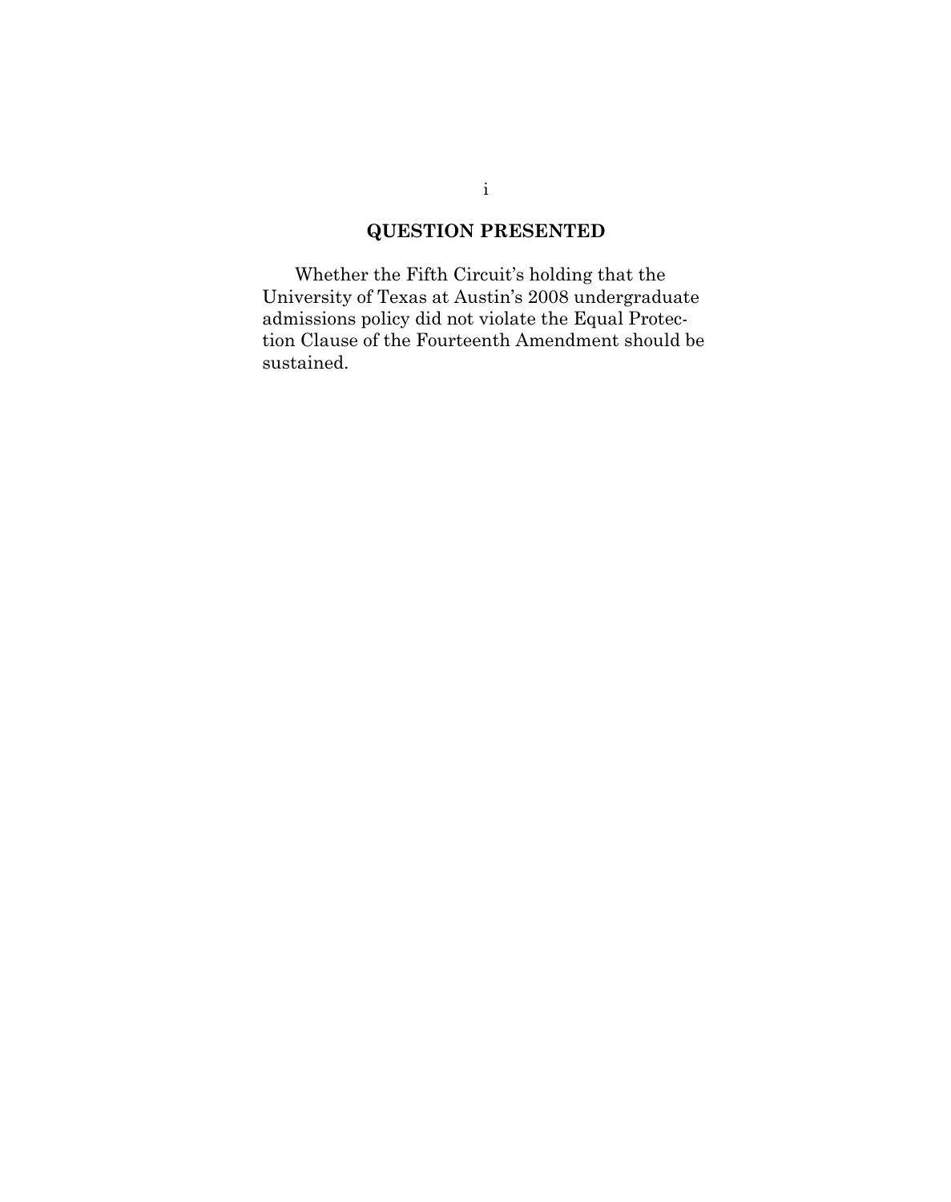## QUESTION PRESENTED

Whether the Fifth Circuit's holding that the University of Texas at Austin's 2008 undergraduate admissions policy did not violate the Equal Protection Clause of the Fourteenth Amendment should be sustained.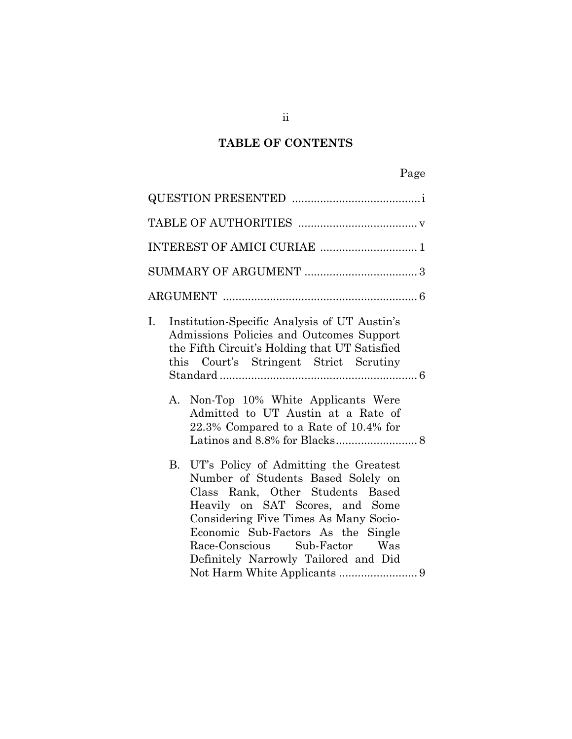# TABLE OF CONTENTS

Page

QUESTION PRESENTED ......................................... i

TABLE OF AUTHORITIES ..................................... v

INTEREST OF AMICI CURIAE ............................... 1

SUMMARY OF ARGUMENT .................................... 3

ARGUMENT ............................................................. 6

I. Institution-Specific Analysis of UT Austin's Admissions Policies and Outcomes Support the Fifth Circuit's Holding that UT Satisfied this Court's Stringent Strict Scrutiny Standard ............................................................... 6

   A. Non-Top 10% White Applicants Were Admitted to UT Austin at a Rate of 22.3% Compared to a Rate of 10.4% for Latinos and 8.8% for Blacks.......................... 8

   B. UT's Policy of Admitting the Greatest Number of Students Based Solely on Class Rank, Other Students Based Heavily on SAT Scores, and Some Considering Five Times As Many Socio-Economic Sub-Factors As the Single Race-Conscious Sub-Factor Was Definitely Narrowly Tailored and Did Not Harm White Applicants ......................... 9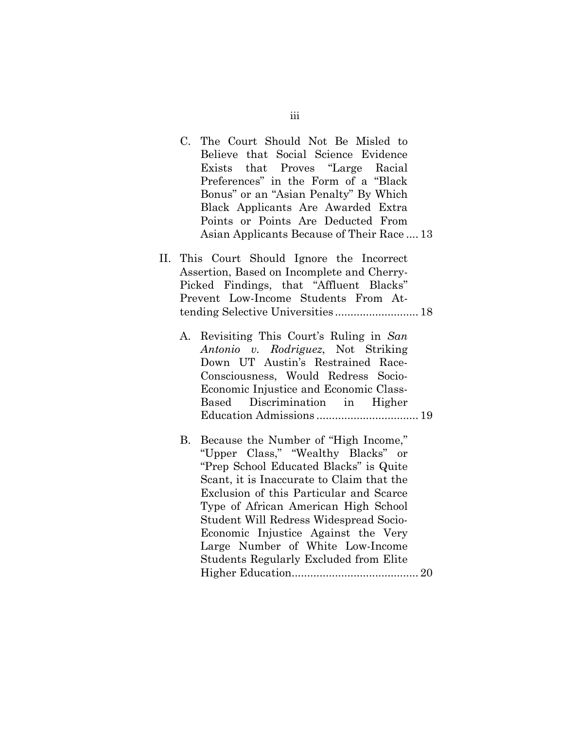C. The Court Should Not Be Misled to Believe that Social Science Evidence Exists that Proves "Large Racial Preferences" in the Form of a "Black Bonus" or an "Asian Penalty" By Which Black Applicants Are Awarded Extra Points or Points Are Deducted From Asian Applicants Because of Their Race .... 13

II. This Court Should Ignore the Incorrect Assertion, Based on Incomplete and Cherry-Picked Findings, that "Affluent Blacks" Prevent Low-Income Students From Attending Selective Universities .......................... 18

A. Revisiting This Court's Ruling in *San Antonio v. Rodriguez*, Not Striking Down UT Austin's Restrained Race-Consciousness, Would Redress Socio-Economic Injustice and Economic Class-Based Discrimination in Higher Education Admissions ................................ 19

B. Because the Number of "High Income," "Upper Class," "Wealthy Blacks" or "Prep School Educated Blacks" is Quite Scant, it is Inaccurate to Claim that the Exclusion of this Particular and Scarce Type of African American High School Student Will Redress Widespread Socio-Economic Injustice Against the Very Large Number of White Low-Income Students Regularly Excluded from Elite Higher Education........................................ 20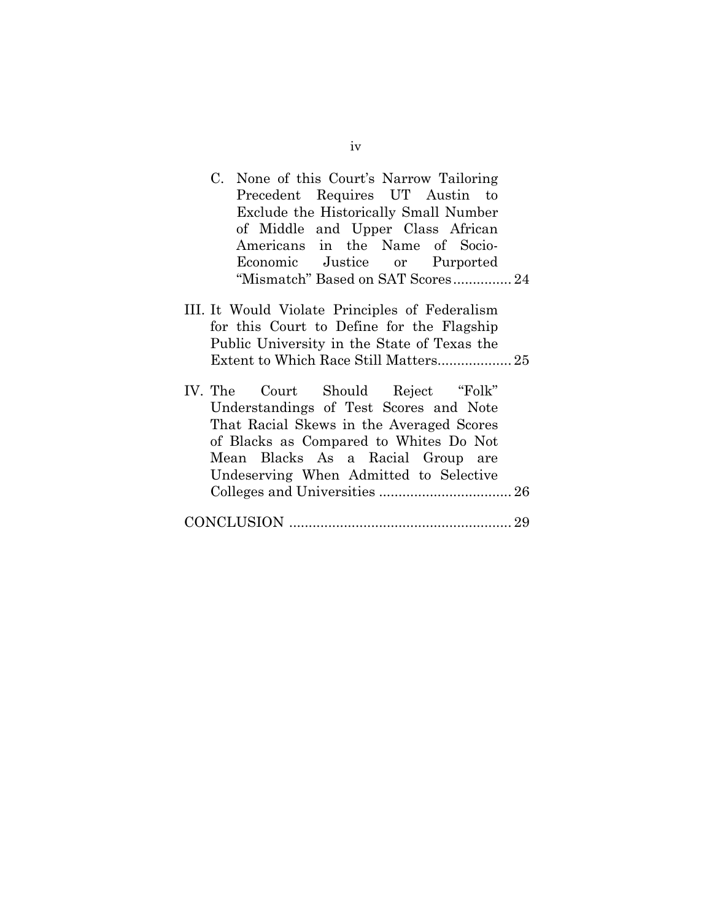C. None of this Court's Narrow Tailoring Precedent Requires UT Austin to Exclude the Historically Small Number of Middle and Upper Class African Americans in the Name of Socio-Economic Justice or Purported "Mismatch" Based on SAT Scores ............... 24

III. It Would Violate Principles of Federalism for this Court to Define for the Flagship Public University in the State of Texas the Extent to Which Race Still Matters ................... 25

IV. The Court Should Reject "Folk" Understandings of Test Scores and Note That Racial Skews in the Averaged Scores of Blacks as Compared to Whites Do Not Mean Blacks As a Racial Group are Undeserving When Admitted to Selective Colleges and Universities .................................. 26

CONCLUSION ......................................................... 29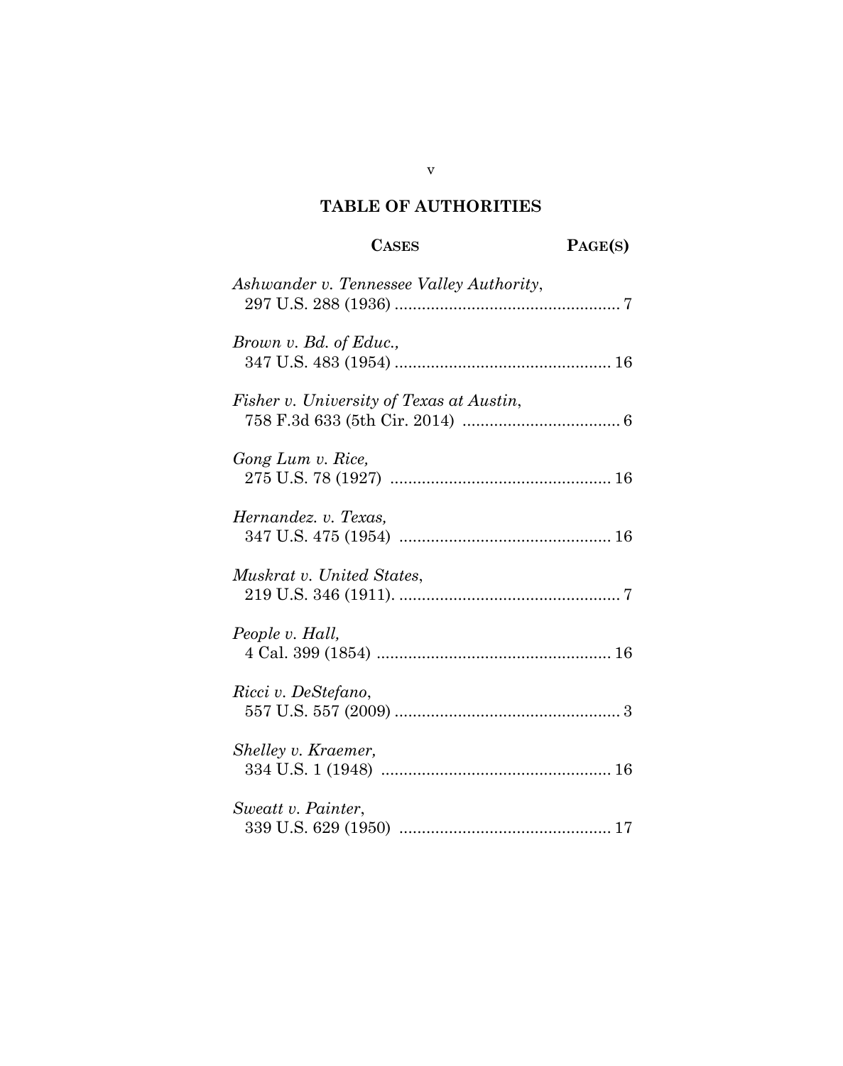## TABLE OF AUTHORITIES

**CASES** **PAGE(S)**

*Ashwander v. Tennessee Valley Authority*,
297 U.S. 288 (1936) .................................................. 7

*Brown v. Bd. of Educ.,*
347 U.S. 483 (1954) ................................................ 16

*Fisher v. University of Texas at Austin*,
758 F.3d 633 (5th Cir. 2014) .................................. 6

*Gong Lum v. Rice,*
275 U.S. 78 (1927) ................................................ 16

*Hernandez. v. Texas,*
347 U.S. 475 (1954) ............................................... 16

*Muskrat v. United States*,
219 U.S. 346 (1911). ................................................. 7

*People v. Hall,*
4 Cal. 399 (1854) .................................................... 16

*Ricci v. DeStefano*,
557 U.S. 557 (2009) .................................................. 3

*Shelley v. Kraemer,*
334 U.S. 1 (1948) .................................................. 16

*Sweatt v. Painter*,
339 U.S. 629 (1950) ............................................... 17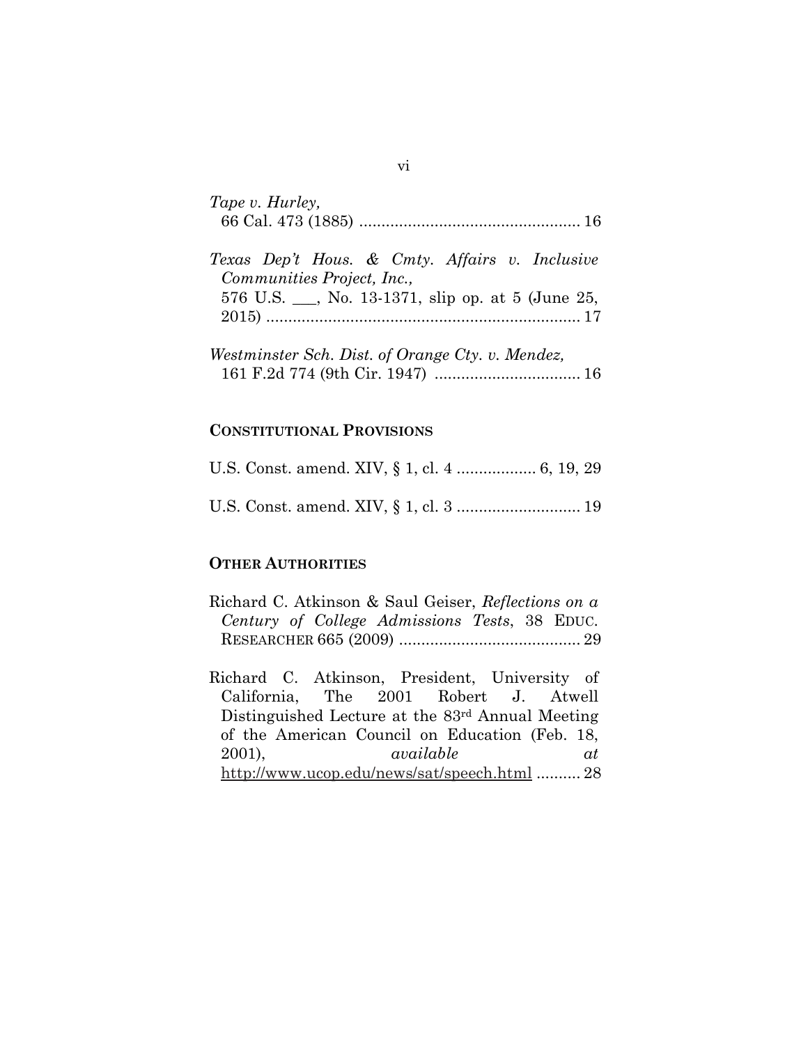*Tape v. Hurley*,
66 Cal. 473 (1885) .................................................. 16

*Texas Dep't Hous. & Cmty. Affairs v. Inclusive Communities Project, Inc.*,
576 U.S. ___, No. 13-1371, slip op. at 5 (June 25, 2015) ....................................................................... 17

*Westminster Sch. Dist. of Orange Cty. v. Mendez*,
161 F.2d 774 (9th Cir. 1947) ................................. 16

## CONSTITUTIONAL PROVISIONS

U.S. Const. amend. XIV, § 1, cl. 4 .................. 6, 19, 29

U.S. Const. amend. XIV, § 1, cl. 3 ............................ 19

## OTHER AUTHORITIES

Richard C. Atkinson & Saul Geiser, *Reflections on a Century of College Admissions Tests*, 38 EDUC. RESEARCHER 665 (2009) ......................................... 29

Richard C. Atkinson, President, University of California, The 2001 Robert J. Atwell Distinguished Lecture at the 83rd Annual Meeting of the American Council on Education (Feb. 18, 2001), *available at* http://www.ucop.edu/news/sat/speech.html .......... 28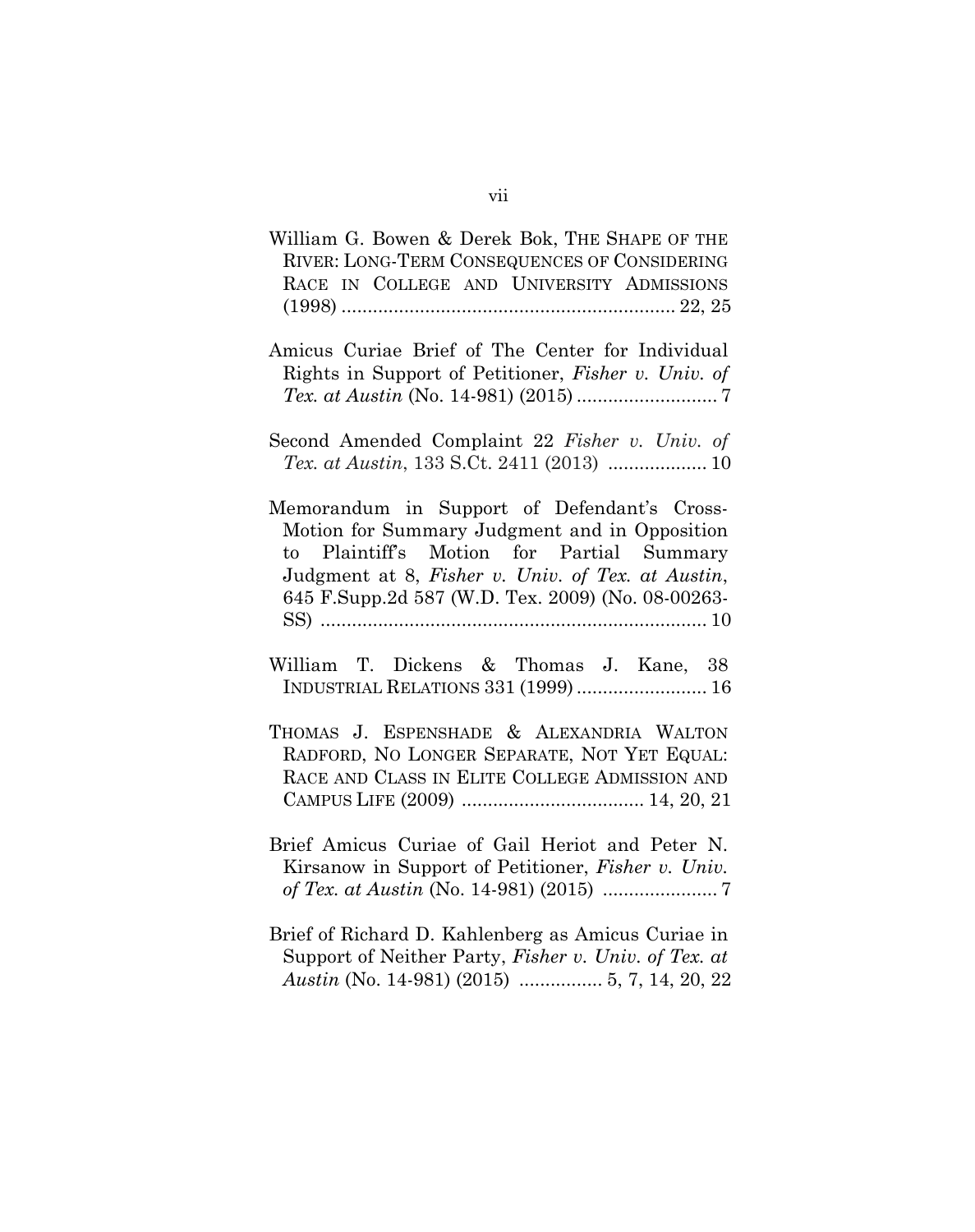William G. Bowen & Derek Bok, THE SHAPE OF THE RIVER: LONG-TERM CONSEQUENCES OF CONSIDERING RACE IN COLLEGE AND UNIVERSITY ADMISSIONS (1998) ................................................................ 22, 25

Amicus Curiae Brief of The Center for Individual Rights in Support of Petitioner, *Fisher v. Univ. of Tex. at Austin* (No. 14-981) (2015) .......................... 7

Second Amended Complaint 22 *Fisher v. Univ. of Tex. at Austin*, 133 S.Ct. 2411 (2013) .................. 10

Memorandum in Support of Defendant's Cross-Motion for Summary Judgment and in Opposition to Plaintiff's Motion for Partial Summary Judgment at 8, *Fisher v. Univ. of Tex. at Austin*, 645 F.Supp.2d 587 (W.D. Tex. 2009) (No. 08-00263-SS) .......................................................................... 10

William T. Dickens & Thomas J. Kane, 38 INDUSTRIAL RELATIONS 331 (1999) ......................... 16

THOMAS J. ESPENSHADE & ALEXANDRIA WALTON RADFORD, NO LONGER SEPARATE, NOT YET EQUAL: RACE AND CLASS IN ELITE COLLEGE ADMISSION AND CAMPUS LIFE (2009) .................................. 14, 20, 21

Brief Amicus Curiae of Gail Heriot and Peter N. Kirsanow in Support of Petitioner, *Fisher v. Univ. of Tex. at Austin* (No. 14-981) (2015) ..................... 7

Brief of Richard D. Kahlenberg as Amicus Curiae in Support of Neither Party, *Fisher v. Univ. of Tex. at Austin* (No. 14-981) (2015) ................ 5, 7, 14, 20, 22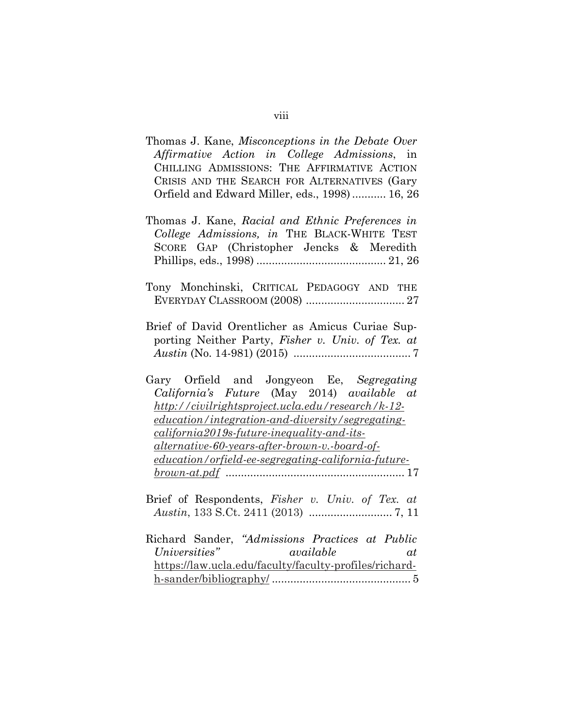Thomas J. Kane, *Misconceptions in the Debate Over Affirmative Action in College Admissions*, in CHILLING ADMISSIONS: THE AFFIRMATIVE ACTION CRISIS AND THE SEARCH FOR ALTERNATIVES (Gary Orfield and Edward Miller, eds., 1998) ........... 16, 26

Thomas J. Kane, *Racial and Ethnic Preferences in College Admissions, in* THE BLACK-WHITE TEST SCORE GAP (Christopher Jencks & Meredith Phillips, eds., 1998) .......................................... 21, 26

Tony Monchinski, CRITICAL PEDAGOGY AND THE EVERYDAY CLASSROOM (2008) ................................ 27

Brief of David Orentlicher as Amicus Curiae Supporting Neither Party, *Fisher v. Univ. of Tex. at Austin* (No. 14-981) (2015) ...................................... 7

Gary Orfield and Jongyeon Ee, *Segregating California's Future* (May 2014) *available at* *http://civilrightsproject.ucla.edu/research/k-12-education/integration-and-diversity/segregating-california2019s-future-inequality-and-its-alternative-60-years-after-brown-v.-board-of-education/orfield-ee-segregating-california-future-brown-at.pdf* .......................................................... 17

Brief of Respondents, *Fisher v. Univ. of Tex. at Austin*, 133 S.Ct. 2411 (2013) ........................... 7, 11

Richard Sander, *"Admissions Practices at Public Universities" available at* https://law.ucla.edu/faculty/faculty-profiles/richard-h-sander/bibliography/ ............................................. 5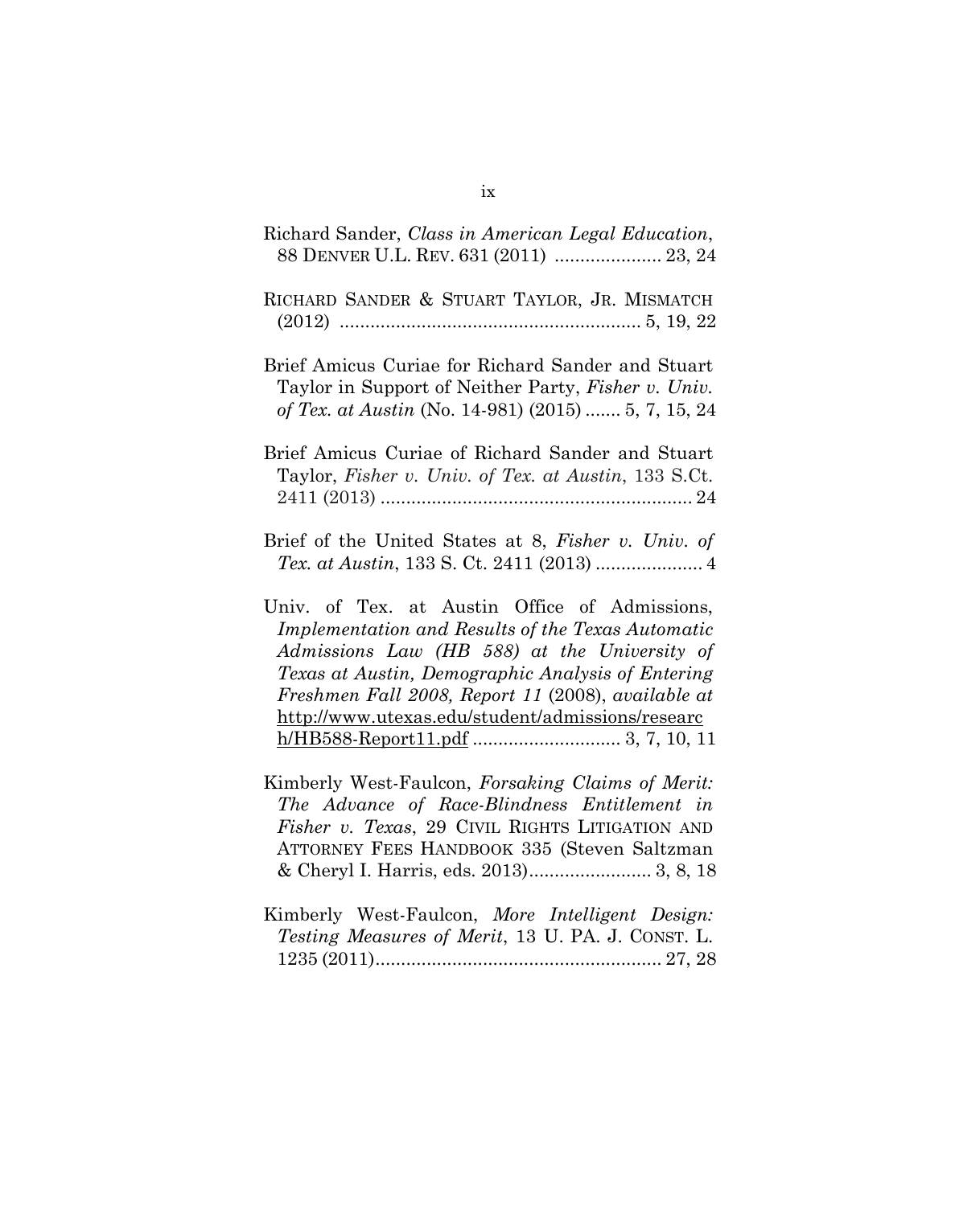Richard Sander, *Class in American Legal Education*, 88 DENVER U.L. REV. 631 (2011) ..................... 23, 24

RICHARD SANDER & STUART TAYLOR, JR. MISMATCH (2012) ........................................................... 5, 19, 22

Brief Amicus Curiae for Richard Sander and Stuart Taylor in Support of Neither Party, *Fisher v. Univ. of Tex. at Austin* (No. 14-981) (2015) ....... 5, 7, 15, 24

Brief Amicus Curiae of Richard Sander and Stuart Taylor, *Fisher v. Univ. of Tex. at Austin*, 133 S.Ct. 2411 (2013) ............................................................. 24

Brief of the United States at 8, *Fisher v. Univ. of Tex. at Austin*, 133 S. Ct. 2411 (2013) ..................... 4

Univ. of Tex. at Austin Office of Admissions, *Implementation and Results of the Texas Automatic Admissions Law (HB 588) at the University of Texas at Austin, Demographic Analysis of Entering Freshmen Fall 2008, Report 11* (2008), *available at* http://www.utexas.edu/student/admissions/research/HB588-Report11.pdf ............................. 3, 7, 10, 11

Kimberly West-Faulcon, *Forsaking Claims of Merit: The Advance of Race-Blindness Entitlement in Fisher v. Texas*, 29 CIVIL RIGHTS LITIGATION AND ATTORNEY FEES HANDBOOK 335 (Steven Saltzman & Cheryl I. Harris, eds. 2013)........................ 3, 8, 18

Kimberly West-Faulcon, *More Intelligent Design: Testing Measures of Merit*, 13 U. PA. J. CONST. L. 1235 (2011)........................................................ 27, 28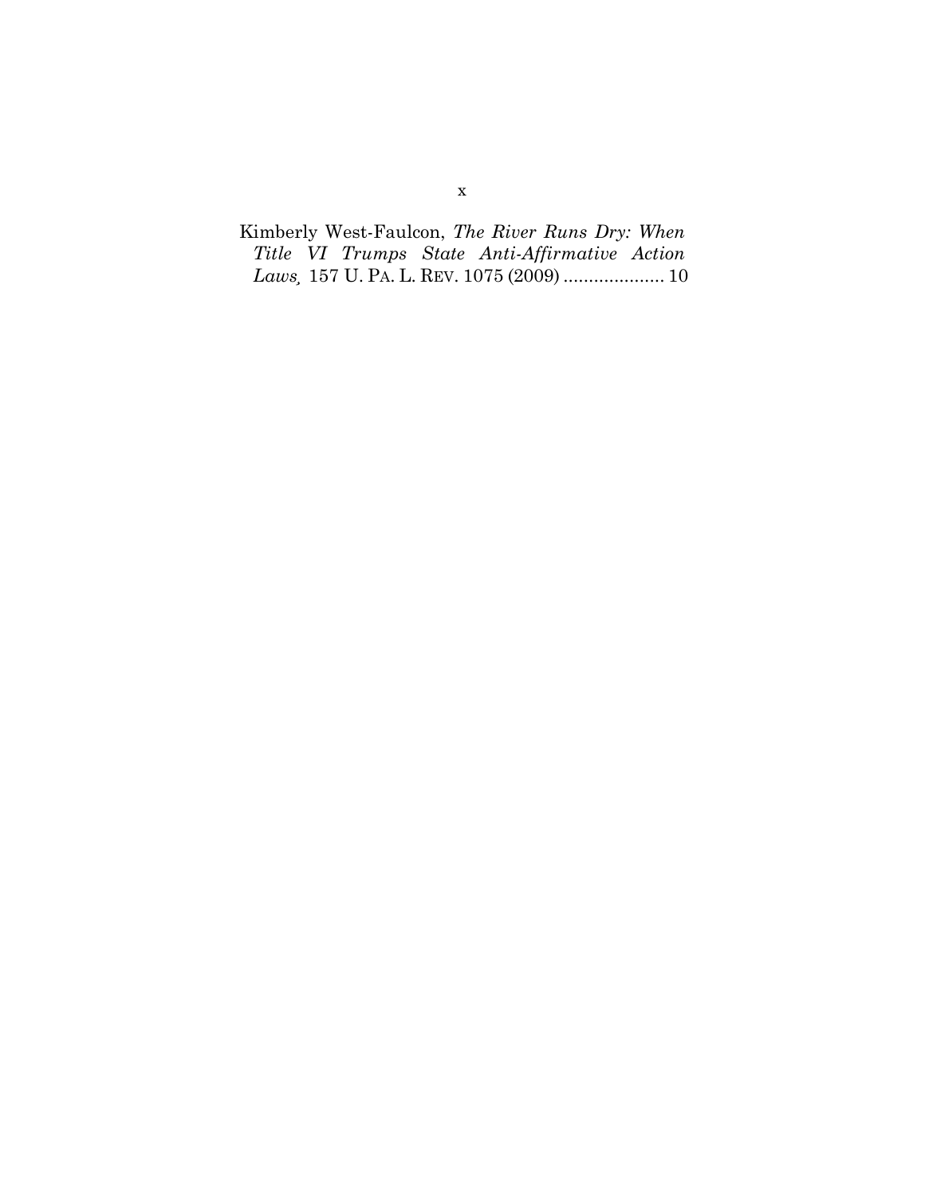Kimberly West-Faulcon, *The River Runs Dry: When Title VI Trumps State Anti-Affirmative Action Laws,* 157 U. PA. L. REV. 1075 (2009) .................... 10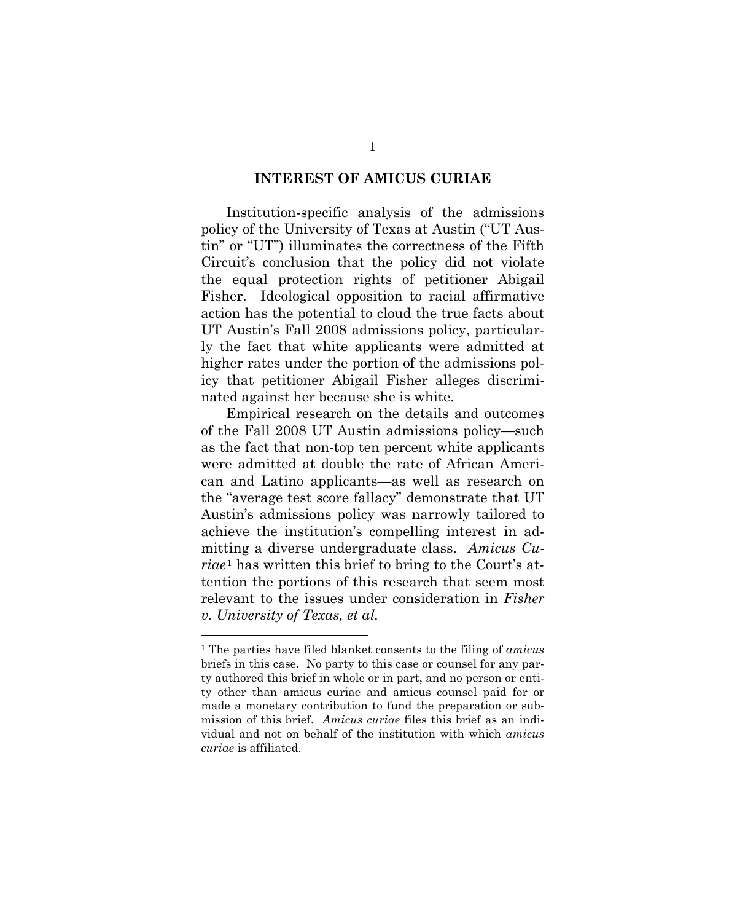## INTEREST OF AMICUS CURIAE

Institution-specific analysis of the admissions policy of the University of Texas at Austin ("UT Austin" or "UT") illuminates the correctness of the Fifth Circuit's conclusion that the policy did not violate the equal protection rights of petitioner Abigail Fisher. Ideological opposition to racial affirmative action has the potential to cloud the true facts about UT Austin's Fall 2008 admissions policy, particularly the fact that white applicants were admitted at higher rates under the portion of the admissions policy that petitioner Abigail Fisher alleges discriminated against her because she is white.

Empirical research on the details and outcomes of the Fall 2008 UT Austin admissions policy—such as the fact that non-top ten percent white applicants were admitted at double the rate of African American and Latino applicants—as well as research on the "average test score fallacy" demonstrate that UT Austin's admissions policy was narrowly tailored to achieve the institution's compelling interest in admitting a diverse undergraduate class. *Amicus Curiae*[1] has written this brief to bring to the Court's attention the portions of this research that seem most relevant to the issues under consideration in *Fisher v. University of Texas, et al.*

---

[1] The parties have filed blanket consents to the filing of *amicus* briefs in this case. No party to this case or counsel for any party authored this brief in whole or in part, and no person or entity other than amicus curiae and amicus counsel paid for or made a monetary contribution to fund the preparation or submission of this brief. *Amicus curiae* files this brief as an individual and not on behalf of the institution with which *amicus curiae* is affiliated.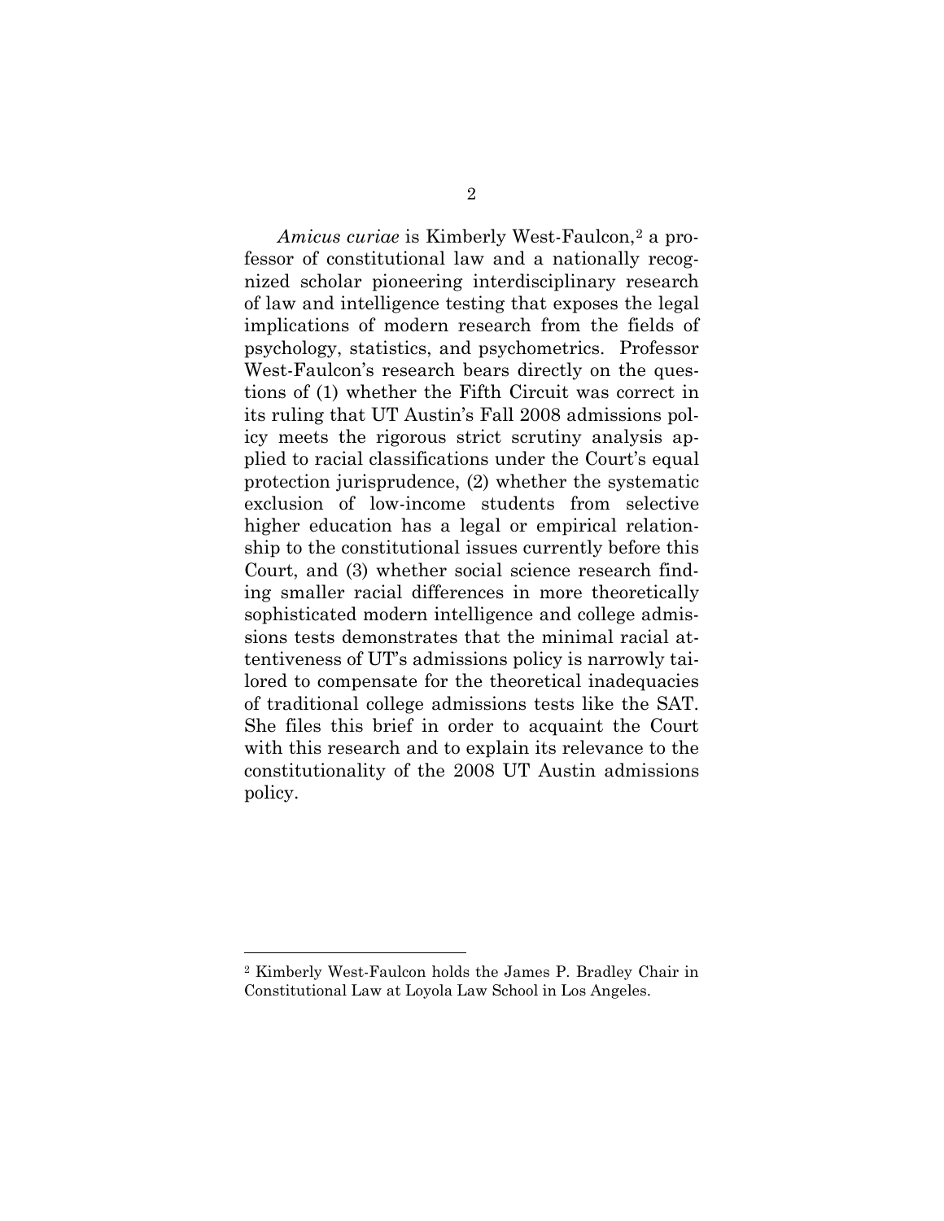*Amicus curiae* is Kimberly West-Faulcon,[2] a professor of constitutional law and a nationally recognized scholar pioneering interdisciplinary research of law and intelligence testing that exposes the legal implications of modern research from the fields of psychology, statistics, and psychometrics. Professor West-Faulcon's research bears directly on the questions of (1) whether the Fifth Circuit was correct in its ruling that UT Austin's Fall 2008 admissions policy meets the rigorous strict scrutiny analysis applied to racial classifications under the Court's equal protection jurisprudence, (2) whether the systematic exclusion of low-income students from selective higher education has a legal or empirical relationship to the constitutional issues currently before this Court, and (3) whether social science research finding smaller racial differences in more theoretically sophisticated modern intelligence and college admissions tests demonstrates that the minimal racial attentiveness of UT's admissions policy is narrowly tailored to compensate for the theoretical inadequacies of traditional college admissions tests like the SAT. She files this brief in order to acquaint the Court with this research and to explain its relevance to the constitutionality of the 2008 UT Austin admissions policy.

[2] Kimberly West-Faulcon holds the James P. Bradley Chair in Constitutional Law at Loyola Law School in Los Angeles.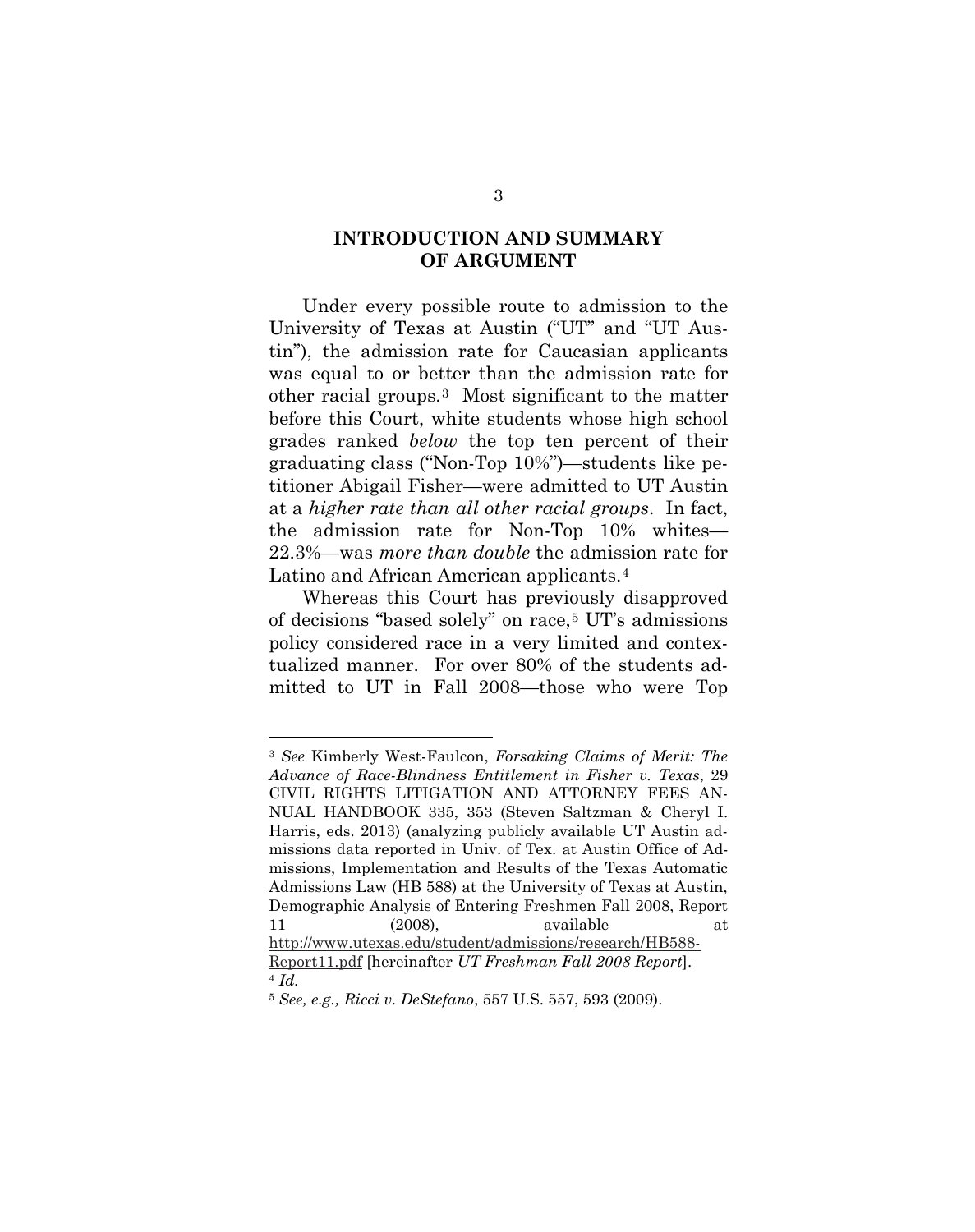## INTRODUCTION AND SUMMARY OF ARGUMENT

Under every possible route to admission to the University of Texas at Austin ("UT" and "UT Austin"), the admission rate for Caucasian applicants was equal to or better than the admission rate for other racial groups.[3] Most significant to the matter before this Court, white students whose high school grades ranked *below* the top ten percent of their graduating class ("Non-Top 10%")—students like petitioner Abigail Fisher—were admitted to UT Austin at a *higher rate than all other racial groups*. In fact, the admission rate for Non-Top 10% whites—22.3%—was *more than double* the admission rate for Latino and African American applicants.[4]

Whereas this Court has previously disapproved of decisions "based solely" on race,[5] UT's admissions policy considered race in a very limited and contextualized manner. For over 80% of the students admitted to UT in Fall 2008—those who were Top

---

[3] *See* Kimberly West-Faulcon, *Forsaking Claims of Merit: The Advance of Race-Blindness Entitlement in Fisher v. Texas*, 29 CIVIL RIGHTS LITIGATION AND ATTORNEY FEES ANNUAL HANDBOOK 335, 353 (Steven Saltzman & Cheryl I. Harris, eds. 2013) (analyzing publicly available UT Austin admissions data reported in Univ. of Tex. at Austin Office of Admissions, Implementation and Results of the Texas Automatic Admissions Law (HB 588) at the University of Texas at Austin, Demographic Analysis of Entering Freshmen Fall 2008, Report 11 (2008), available at http://www.utexas.edu/student/admissions/research/HB588-Report11.pdf [hereinafter *UT Freshman Fall 2008 Report*].

[4] *Id.*

[5] *See, e.g., Ricci v. DeStefano*, 557 U.S. 557, 593 (2009).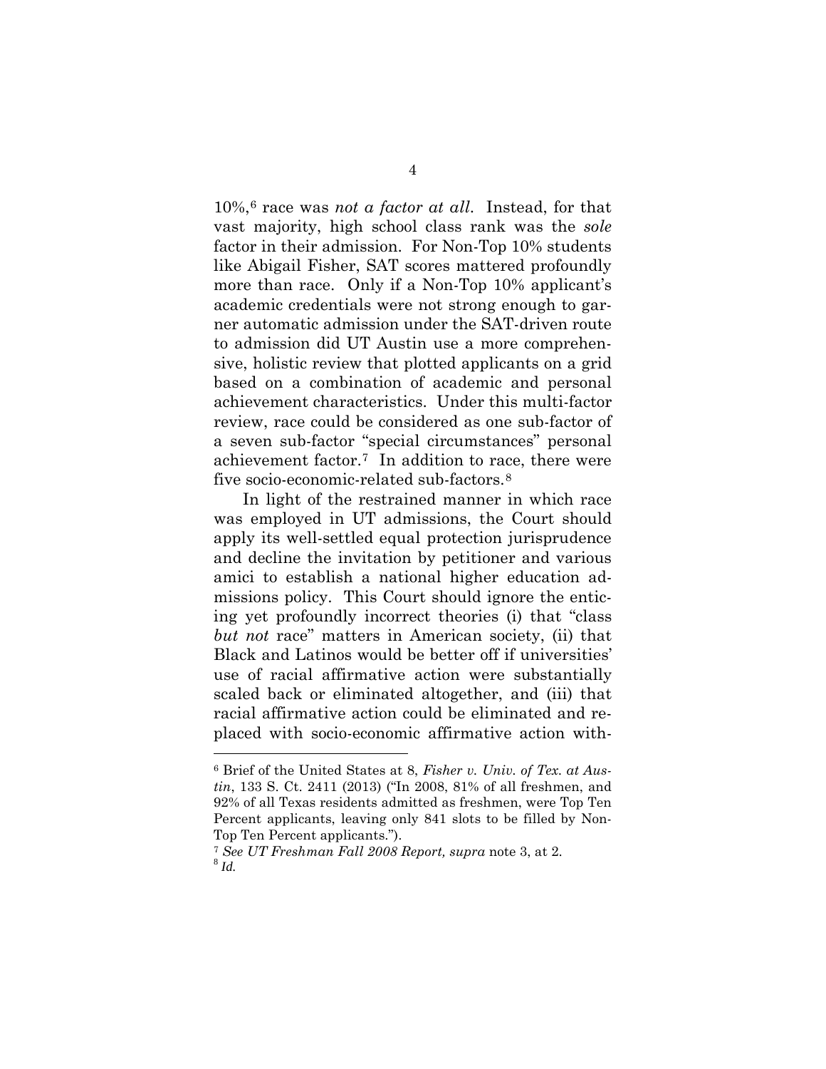10%,[6] race was *not a factor at all*. Instead, for that vast majority, high school class rank was the *sole* factor in their admission. For Non-Top 10% students like Abigail Fisher, SAT scores mattered profoundly more than race. Only if a Non-Top 10% applicant's academic credentials were not strong enough to garner automatic admission under the SAT-driven route to admission did UT Austin use a more comprehensive, holistic review that plotted applicants on a grid based on a combination of academic and personal achievement characteristics. Under this multi-factor review, race could be considered as one sub-factor of a seven sub-factor "special circumstances" personal achievement factor.[7] In addition to race, there were five socio-economic-related sub-factors.[8]

In light of the restrained manner in which race was employed in UT admissions, the Court should apply its well-settled equal protection jurisprudence and decline the invitation by petitioner and various amici to establish a national higher education admissions policy. This Court should ignore the enticing yet profoundly incorrect theories (i) that "class *but not* race" matters in American society, (ii) that Black and Latinos would be better off if universities' use of racial affirmative action were substantially scaled back or eliminated altogether, and (iii) that racial affirmative action could be eliminated and replaced with socio-economic affirmative action with-

---

[6] Brief of the United States at 8, *Fisher v. Univ. of Tex. at Austin*, 133 S. Ct. 2411 (2013) ("In 2008, 81% of all freshmen, and 92% of all Texas residents admitted as freshmen, were Top Ten Percent applicants, leaving only 841 slots to be filled by Non-Top Ten Percent applicants.").

[7] *See UT Freshman Fall 2008 Report, supra* note 3, at 2.

[8] *Id.*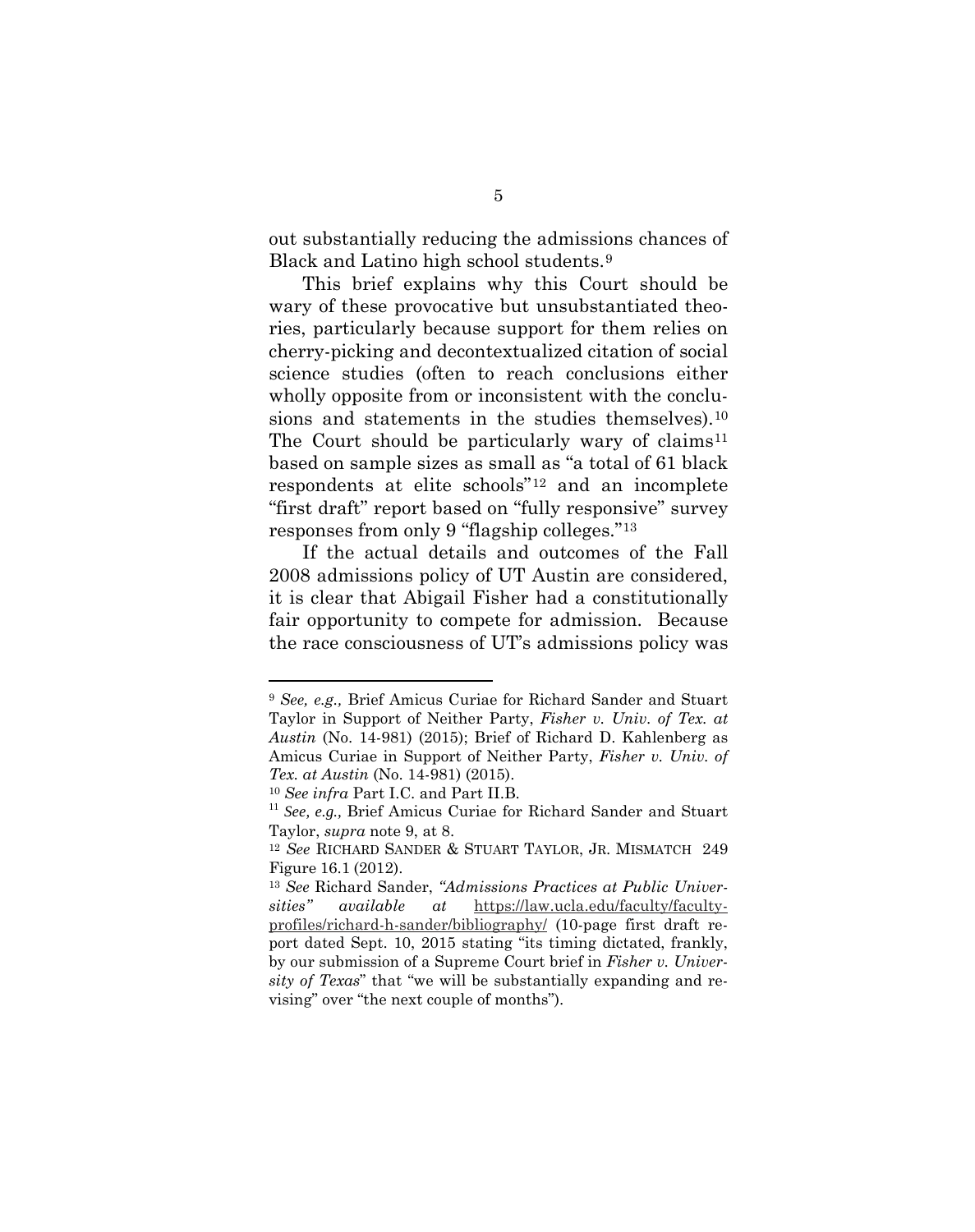out substantially reducing the admissions chances of Black and Latino high school students.[9]

This brief explains why this Court should be wary of these provocative but unsubstantiated theories, particularly because support for them relies on cherry-picking and decontextualized citation of social science studies (often to reach conclusions either wholly opposite from or inconsistent with the conclusions and statements in the studies themselves).[10] The Court should be particularly wary of claims[11] based on sample sizes as small as "a total of 61 black respondents at elite schools"[12] and an incomplete "first draft" report based on "fully responsive" survey responses from only 9 "flagship colleges."[13]

If the actual details and outcomes of the Fall 2008 admissions policy of UT Austin are considered, it is clear that Abigail Fisher had a constitutionally fair opportunity to compete for admission. Because the race consciousness of UT's admissions policy was

---

[9] *See, e.g.,* Brief Amicus Curiae for Richard Sander and Stuart Taylor in Support of Neither Party, *Fisher v. Univ. of Tex. at Austin* (No. 14-981) (2015); Brief of Richard D. Kahlenberg as Amicus Curiae in Support of Neither Party, *Fisher v. Univ. of Tex. at Austin* (No. 14-981) (2015).

[10] *See infra* Part I.C. and Part II.B.

[11] *See, e.g.,* Brief Amicus Curiae for Richard Sander and Stuart Taylor, *supra* note 9, at 8.

[12] *See* RICHARD SANDER & STUART TAYLOR, JR. MISMATCH 249 Figure 16.1 (2012).

[13] *See* Richard Sander, *"Admissions Practices at Public Universities" available at* https://law.ucla.edu/faculty/faculty-profiles/richard-h-sander/bibliography/ (10-page first draft report dated Sept. 10, 2015 stating "its timing dictated, frankly, by our submission of a Supreme Court brief in *Fisher v. University of Texas*" that "we will be substantially expanding and revising" over "the next couple of months").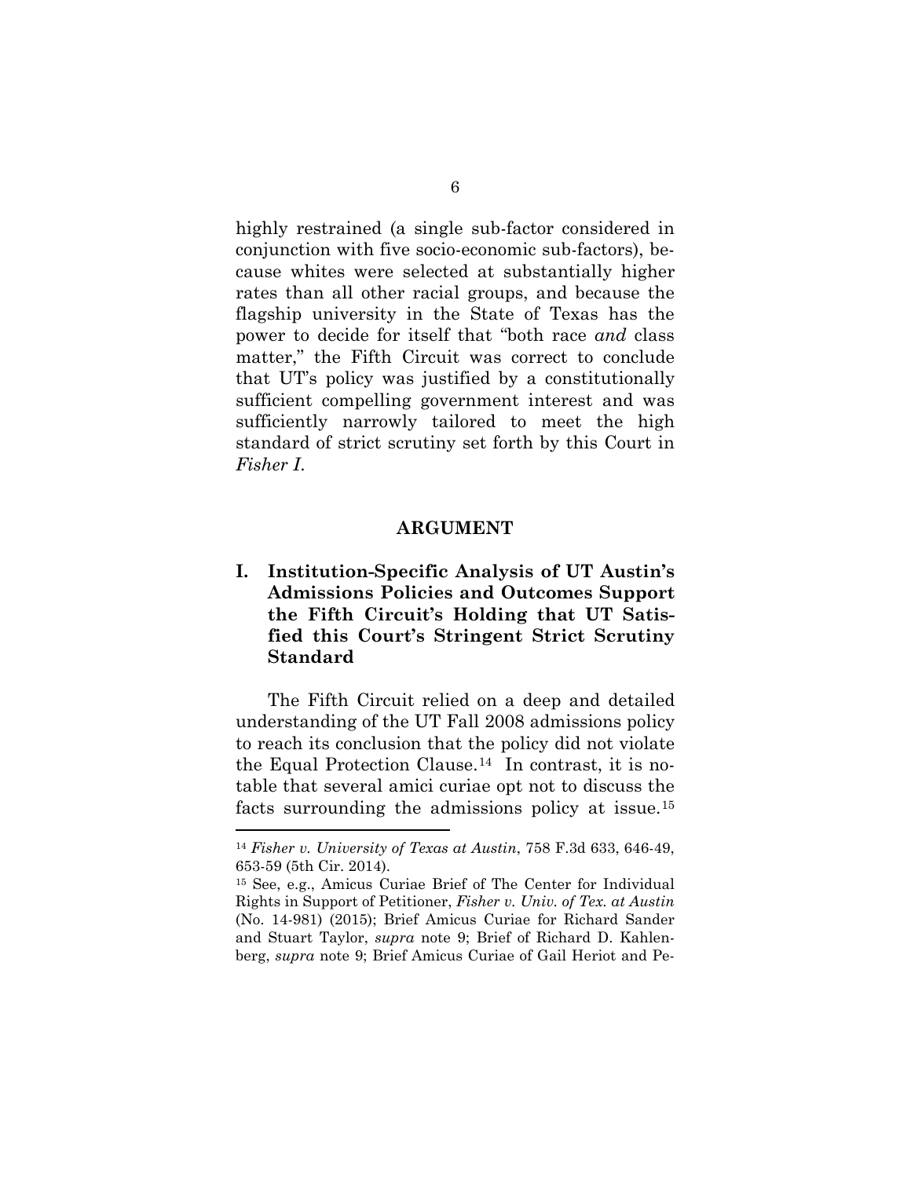highly restrained (a single sub-factor considered in conjunction with five socio-economic sub-factors), because whites were selected at substantially higher rates than all other racial groups, and because the flagship university in the State of Texas has the power to decide for itself that "both race *and* class matter," the Fifth Circuit was correct to conclude that UT's policy was justified by a constitutionally sufficient compelling government interest and was sufficiently narrowly tailored to meet the high standard of strict scrutiny set forth by this Court in *Fisher I*.

## ARGUMENT

### I. Institution-Specific Analysis of UT Austin's Admissions Policies and Outcomes Support the Fifth Circuit's Holding that UT Satisfied this Court's Stringent Strict Scrutiny Standard

The Fifth Circuit relied on a deep and detailed understanding of the UT Fall 2008 admissions policy to reach its conclusion that the policy did not violate the Equal Protection Clause.[14] In contrast, it is notable that several amici curiae opt not to discuss the facts surrounding the admissions policy at issue.[15]

---

[14] *Fisher v. University of Texas at Austin*, 758 F.3d 633, 646-49, 653-59 (5th Cir. 2014).

[15] See, e.g., Amicus Curiae Brief of The Center for Individual Rights in Support of Petitioner, *Fisher v. Univ. of Tex. at Austin* (No. 14-981) (2015); Brief Amicus Curiae for Richard Sander and Stuart Taylor, *supra* note 9; Brief of Richard D. Kahlenberg, *supra* note 9; Brief Amicus Curiae of Gail Heriot and Pe-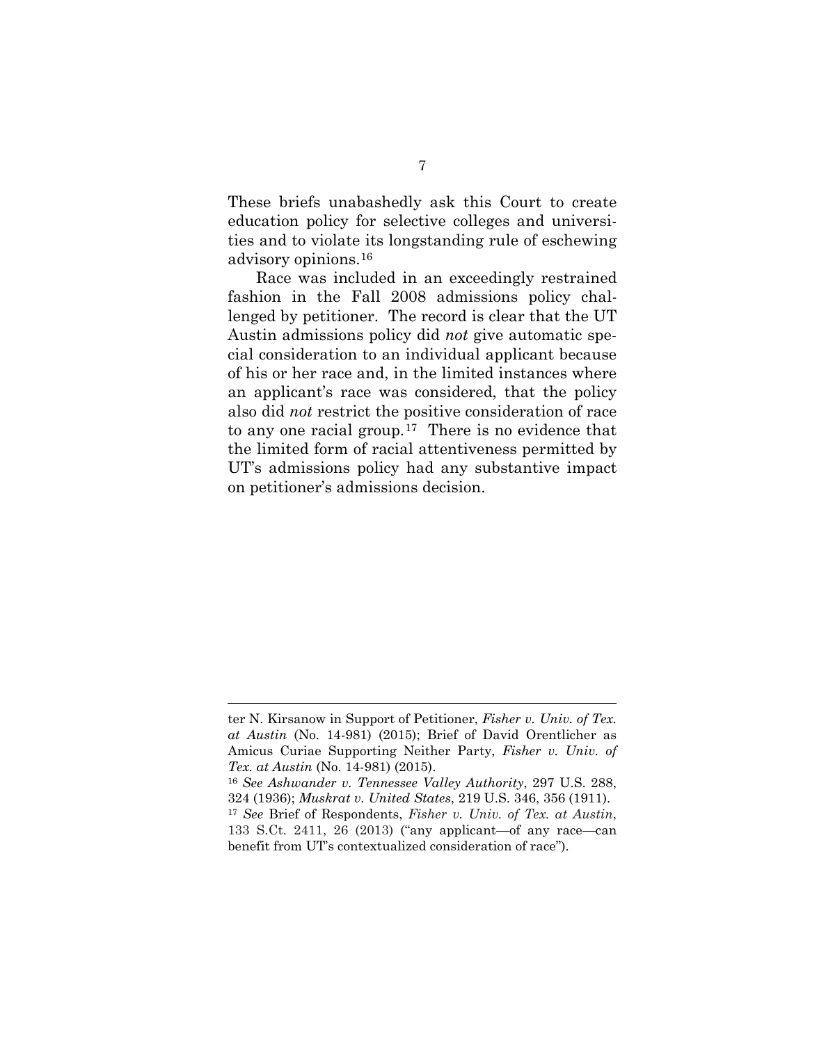These briefs unabashedly ask this Court to create education policy for selective colleges and universities and to violate its longstanding rule of eschewing advisory opinions.[16]

Race was included in an exceedingly restrained fashion in the Fall 2008 admissions policy challenged by petitioner. The record is clear that the UT Austin admissions policy did *not* give automatic special consideration to an individual applicant because of his or her race and, in the limited instances where an applicant's race was considered, that the policy also did *not* restrict the positive consideration of race to any one racial group.[17] There is no evidence that the limited form of racial attentiveness permitted by UT's admissions policy had any substantive impact on petitioner's admissions decision.

---

ter N. Kirsanow in Support of Petitioner, *Fisher v. Univ. of Tex. at Austin* (No. 14-981) (2015); Brief of David Orentlicher as Amicus Curiae Supporting Neither Party, *Fisher v. Univ. of Tex. at Austin* (No. 14-981) (2015).

[16] *See Ashwander v. Tennessee Valley Authority*, 297 U.S. 288, 324 (1936); *Muskrat v. United States*, 219 U.S. 346, 356 (1911).

[17] *See* Brief of Respondents, *Fisher v. Univ. of Tex. at Austin*, 133 S.Ct. 2411, 26 (2013) ("any applicant—of any race—can benefit from UT's contextualized consideration of race").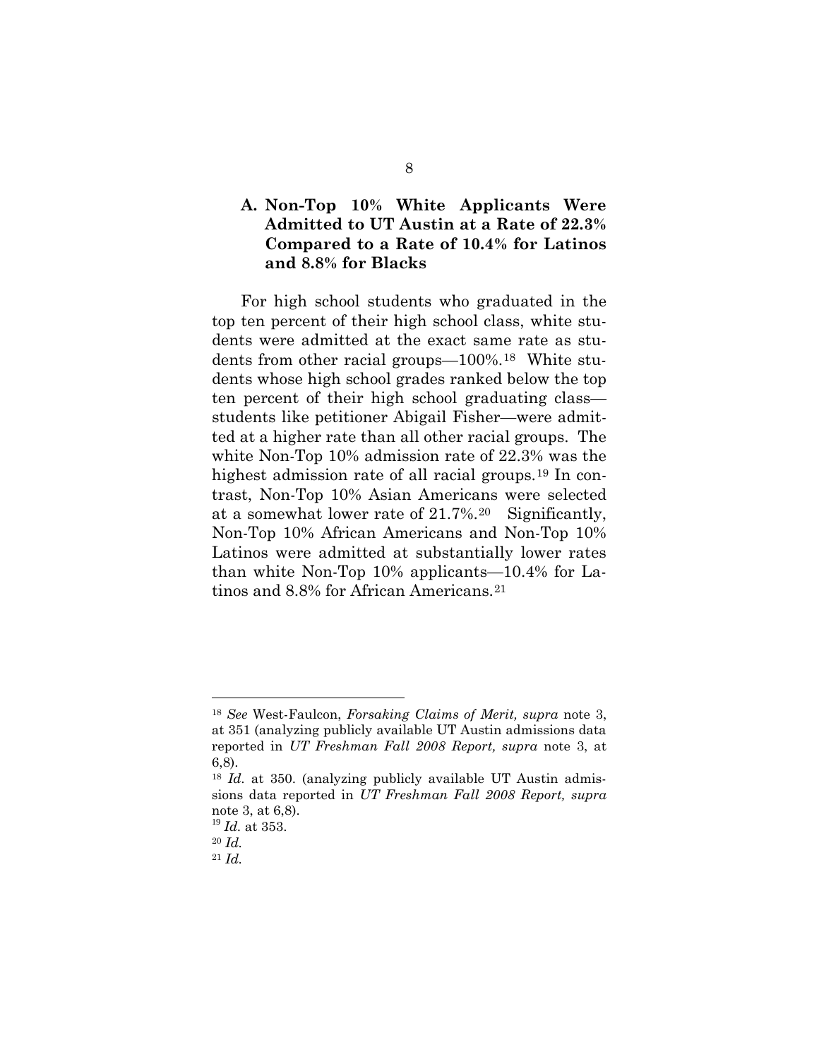### A. Non-Top 10% White Applicants Were Admitted to UT Austin at a Rate of 22.3% Compared to a Rate of 10.4% for Latinos and 8.8% for Blacks

For high school students who graduated in the top ten percent of their high school class, white students were admitted at the exact same rate as students from other racial groups—100%.[18] White students whose high school grades ranked below the top ten percent of their high school graduating class—students like petitioner Abigail Fisher—were admitted at a higher rate than all other racial groups. The white Non-Top 10% admission rate of 22.3% was the highest admission rate of all racial groups.[19] In contrast, Non-Top 10% Asian Americans were selected at a somewhat lower rate of 21.7%.[20] Significantly, Non-Top 10% African Americans and Non-Top 10% Latinos were admitted at substantially lower rates than white Non-Top 10% applicants—10.4% for Latinos and 8.8% for African Americans.[21]

---

[18] *See* West-Faulcon, *Forsaking Claims of Merit, supra* note 3, at 351 (analyzing publicly available UT Austin admissions data reported in *UT Freshman Fall 2008 Report, supra* note 3, at 6,8).

[18] *Id.* at 350. (analyzing publicly available UT Austin admissions data reported in *UT Freshman Fall 2008 Report, supra* note 3, at 6,8).

[19] *Id.* at 353.

[20] *Id.*

[21] *Id.*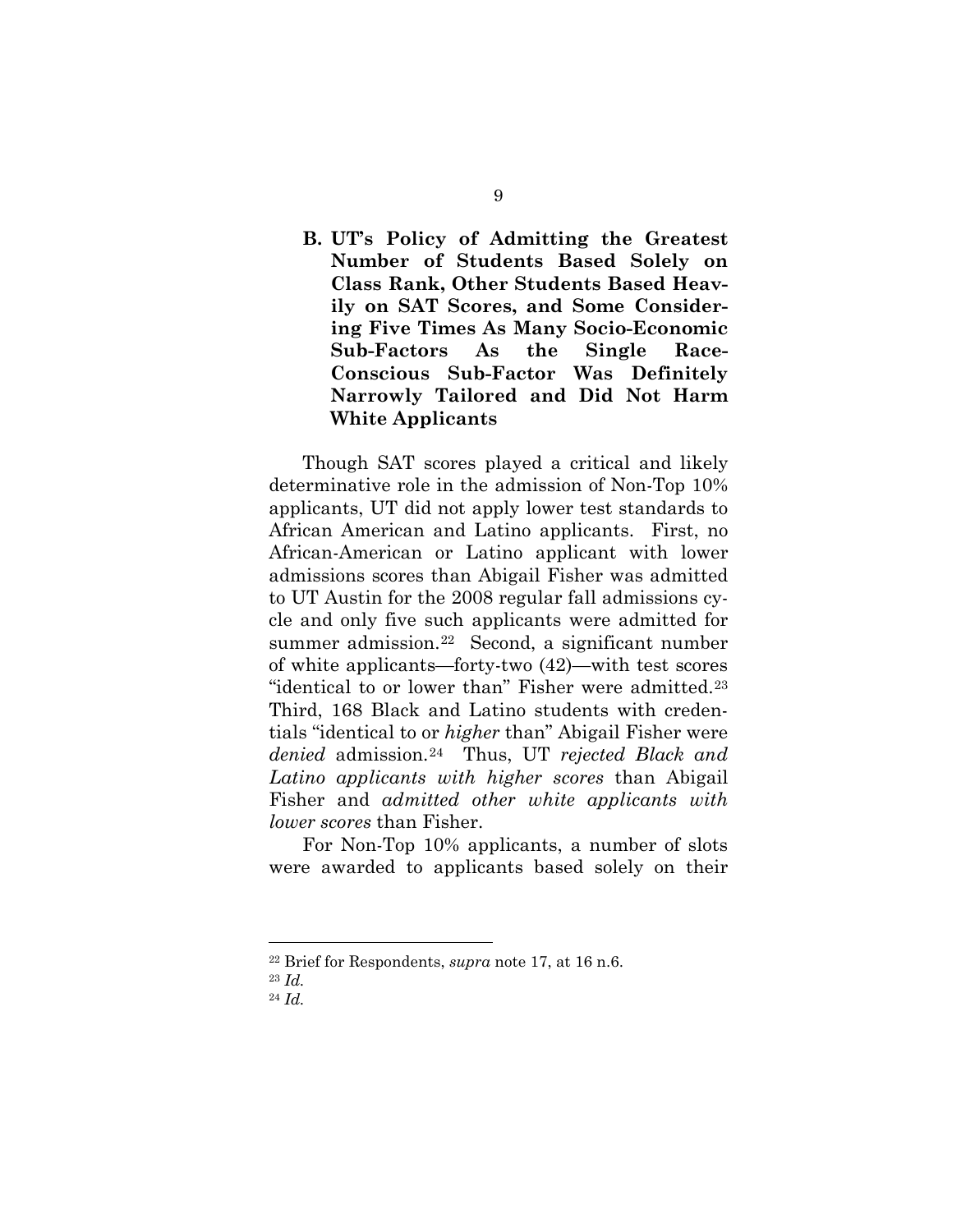### B. UT's Policy of Admitting the Greatest Number of Students Based Solely on Class Rank, Other Students Based Heavily on SAT Scores, and Some Considering Five Times As Many Socio-Economic Sub-Factors As the Single Race-Conscious Sub-Factor Was Definitely Narrowly Tailored and Did Not Harm White Applicants

Though SAT scores played a critical and likely determinative role in the admission of Non-Top 10% applicants, UT did not apply lower test standards to African American and Latino applicants. First, no African-American or Latino applicant with lower admissions scores than Abigail Fisher was admitted to UT Austin for the 2008 regular fall admissions cycle and only five such applicants were admitted for summer admission.[22] Second, a significant number of white applicants—forty-two (42)—with test scores "identical to or lower than" Fisher were admitted.[23] Third, 168 Black and Latino students with credentials "identical to or *higher* than" Abigail Fisher were *denied* admission.[24] Thus, UT *rejected Black and Latino applicants with higher scores* than Abigail Fisher and *admitted other white applicants with lower scores* than Fisher.

For Non-Top 10% applicants, a number of slots were awarded to applicants based solely on their

---

[22] Brief for Respondents, *supra* note 17, at 16 n.6.

[23] *Id.*

[24] *Id.*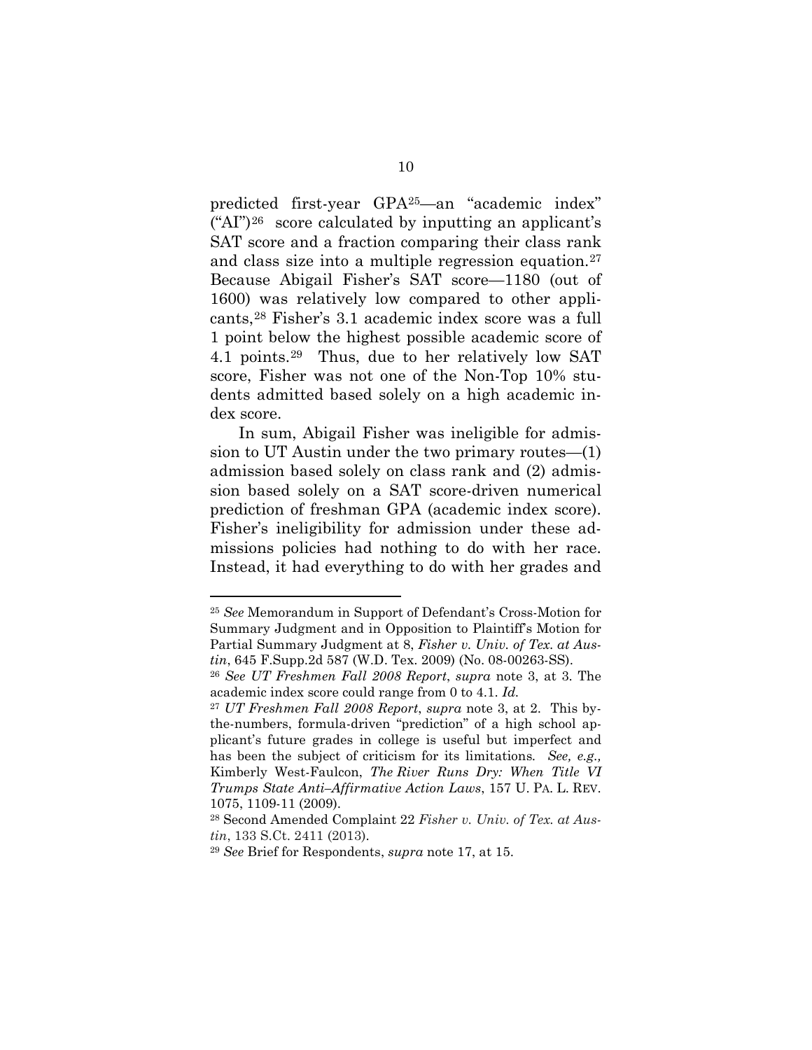predicted first-year GPA[25]—an "academic index" ("AI")[26] score calculated by inputting an applicant's SAT score and a fraction comparing their class rank and class size into a multiple regression equation.[27] Because Abigail Fisher's SAT score—1180 (out of 1600) was relatively low compared to other applicants,[28] Fisher's 3.1 academic index score was a full 1 point below the highest possible academic score of 4.1 points.[29] Thus, due to her relatively low SAT score, Fisher was not one of the Non-Top 10% students admitted based solely on a high academic index score.

In sum, Abigail Fisher was ineligible for admission to UT Austin under the two primary routes—(1) admission based solely on class rank and (2) admission based solely on a SAT score-driven numerical prediction of freshman GPA (academic index score). Fisher's ineligibility for admission under these admissions policies had nothing to do with her race. Instead, it had everything to do with her grades and

---

[25] *See* Memorandum in Support of Defendant's Cross-Motion for Summary Judgment and in Opposition to Plaintiff's Motion for Partial Summary Judgment at 8, *Fisher v. Univ. of Tex. at Austin*, 645 F.Supp.2d 587 (W.D. Tex. 2009) (No. 08-00263-SS).

[26] *See UT Freshmen Fall 2008 Report*, *supra* note 3, at 3. The academic index score could range from 0 to 4.1. *Id.*

[27] *UT Freshmen Fall 2008 Report*, *supra* note 3, at 2. This by-the-numbers, formula-driven "prediction" of a high school applicant's future grades in college is useful but imperfect and has been the subject of criticism for its limitations. *See, e.g.,* Kimberly West-Faulcon, *The River Runs Dry: When Title VI Trumps State Anti–Affirmative Action Laws*, 157 U. PA. L. REV. 1075, 1109-11 (2009).

[28] Second Amended Complaint 22 *Fisher v. Univ. of Tex. at Austin*, 133 S.Ct. 2411 (2013).

[29] *See* Brief for Respondents, *supra* note 17, at 15.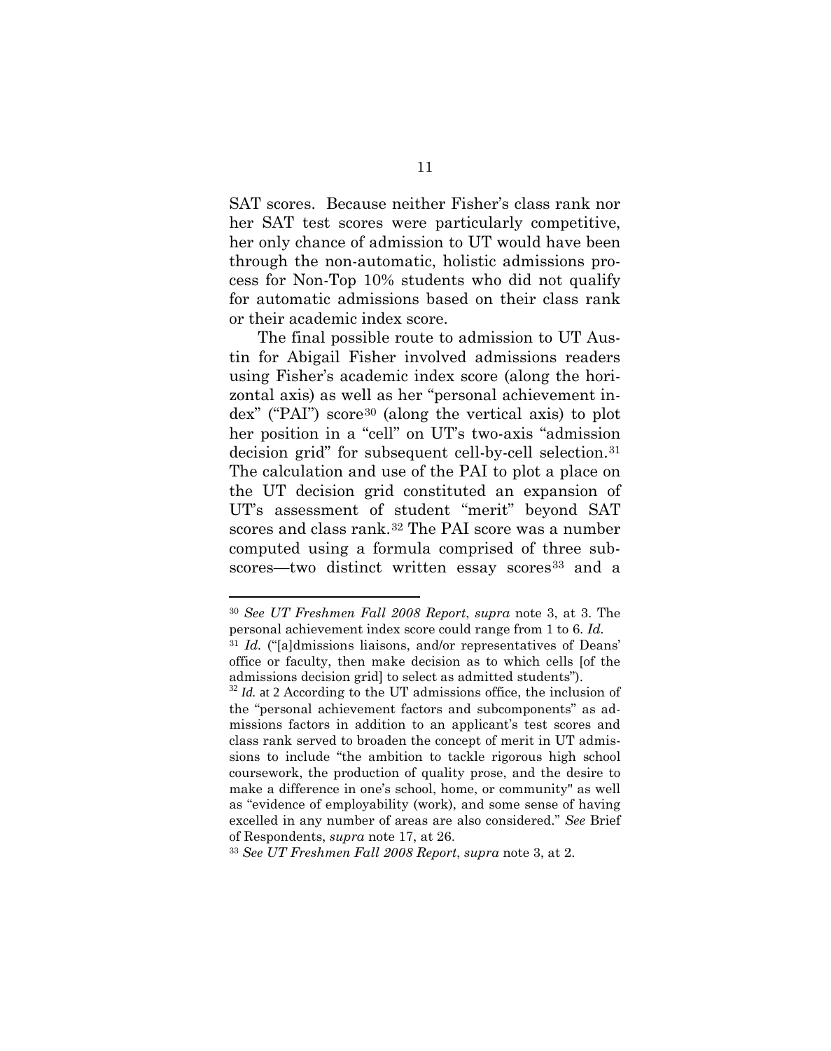SAT scores. Because neither Fisher's class rank nor her SAT test scores were particularly competitive, her only chance of admission to UT would have been through the non-automatic, holistic admissions process for Non-Top 10% students who did not qualify for automatic admissions based on their class rank or their academic index score.

The final possible route to admission to UT Austin for Abigail Fisher involved admissions readers using Fisher's academic index score (along the horizontal axis) as well as her "personal achievement index" ("PAI") score[30] (along the vertical axis) to plot her position in a "cell" on UT's two-axis "admission decision grid" for subsequent cell-by-cell selection.[31] The calculation and use of the PAI to plot a place on the UT decision grid constituted an expansion of UT's assessment of student "merit" beyond SAT scores and class rank.[32] The PAI score was a number computed using a formula comprised of three subscores—two distinct written essay scores[33] and a

---

[30] *See UT Freshmen Fall 2008 Report*, *supra* note 3, at 3. The personal achievement index score could range from 1 to 6. *Id.*

[31] *Id.* ("[a]dmissions liaisons, and/or representatives of Deans' office or faculty, then make decision as to which cells [of the admissions decision grid] to select as admitted students").

[32] *Id.* at 2 According to the UT admissions office, the inclusion of the "personal achievement factors and subcomponents" as admissions factors in addition to an applicant's test scores and class rank served to broaden the concept of merit in UT admissions to include "the ambition to tackle rigorous high school coursework, the production of quality prose, and the desire to make a difference in one's school, home, or community" as well as "evidence of employability (work), and some sense of having excelled in any number of areas are also considered." *See* Brief of Respondents, *supra* note 17, at 26.

[33] *See UT Freshmen Fall 2008 Report*, *supra* note 3, at 2.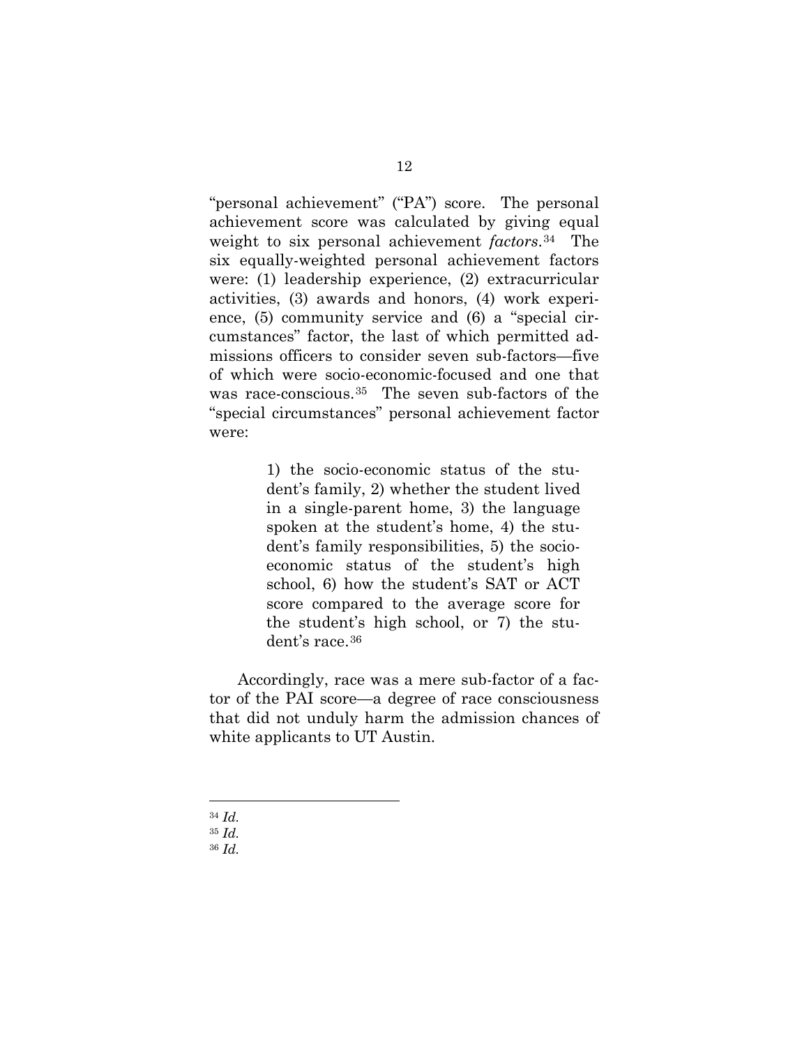"personal achievement" ("PA") score. The personal achievement score was calculated by giving equal weight to six personal achievement *factors*.[34] The six equally-weighted personal achievement factors were: (1) leadership experience, (2) extracurricular activities, (3) awards and honors, (4) work experience, (5) community service and (6) a "special circumstances" factor, the last of which permitted admissions officers to consider seven sub-factors—five of which were socio-economic-focused and one that was race-conscious.[35] The seven sub-factors of the "special circumstances" personal achievement factor were:

> 1) the socio-economic status of the student's family, 2) whether the student lived in a single-parent home, 3) the language spoken at the student's home, 4) the student's family responsibilities, 5) the socio-economic status of the student's high school, 6) how the student's SAT or ACT score compared to the average score for the student's high school, or 7) the student's race.[36]

Accordingly, race was a mere sub-factor of a factor of the PAI score—a degree of race consciousness that did not unduly harm the admission chances of white applicants to UT Austin.

---

[34] *Id.*

[35] *Id.*

[36] *Id.*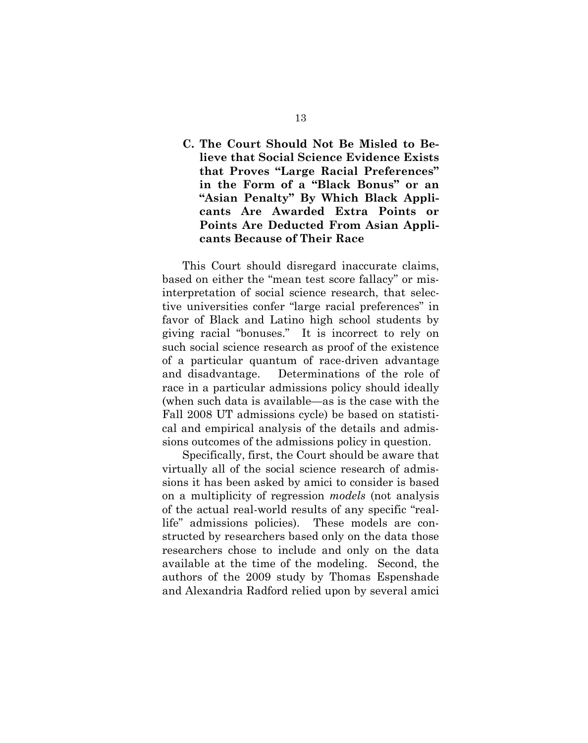### C. The Court Should Not Be Misled to Believe that Social Science Evidence Exists that Proves "Large Racial Preferences" in the Form of a "Black Bonus" or an "Asian Penalty" By Which Black Applicants Are Awarded Extra Points or Points Are Deducted From Asian Applicants Because of Their Race

This Court should disregard inaccurate claims, based on either the "mean test score fallacy" or misinterpretation of social science research, that selective universities confer "large racial preferences" in favor of Black and Latino high school students by giving racial "bonuses." It is incorrect to rely on such social science research as proof of the existence of a particular quantum of race-driven advantage and disadvantage. Determinations of the role of race in a particular admissions policy should ideally (when such data is available—as is the case with the Fall 2008 UT admissions cycle) be based on statistical and empirical analysis of the details and admissions outcomes of the admissions policy in question.

Specifically, first, the Court should be aware that virtually all of the social science research of admissions it has been asked by amici to consider is based on a multiplicity of regression *models* (not analysis of the actual real-world results of any specific "real-life" admissions policies). These models are constructed by researchers based only on the data those researchers chose to include and only on the data available at the time of the modeling. Second, the authors of the 2009 study by Thomas Espenshade and Alexandria Radford relied upon by several amici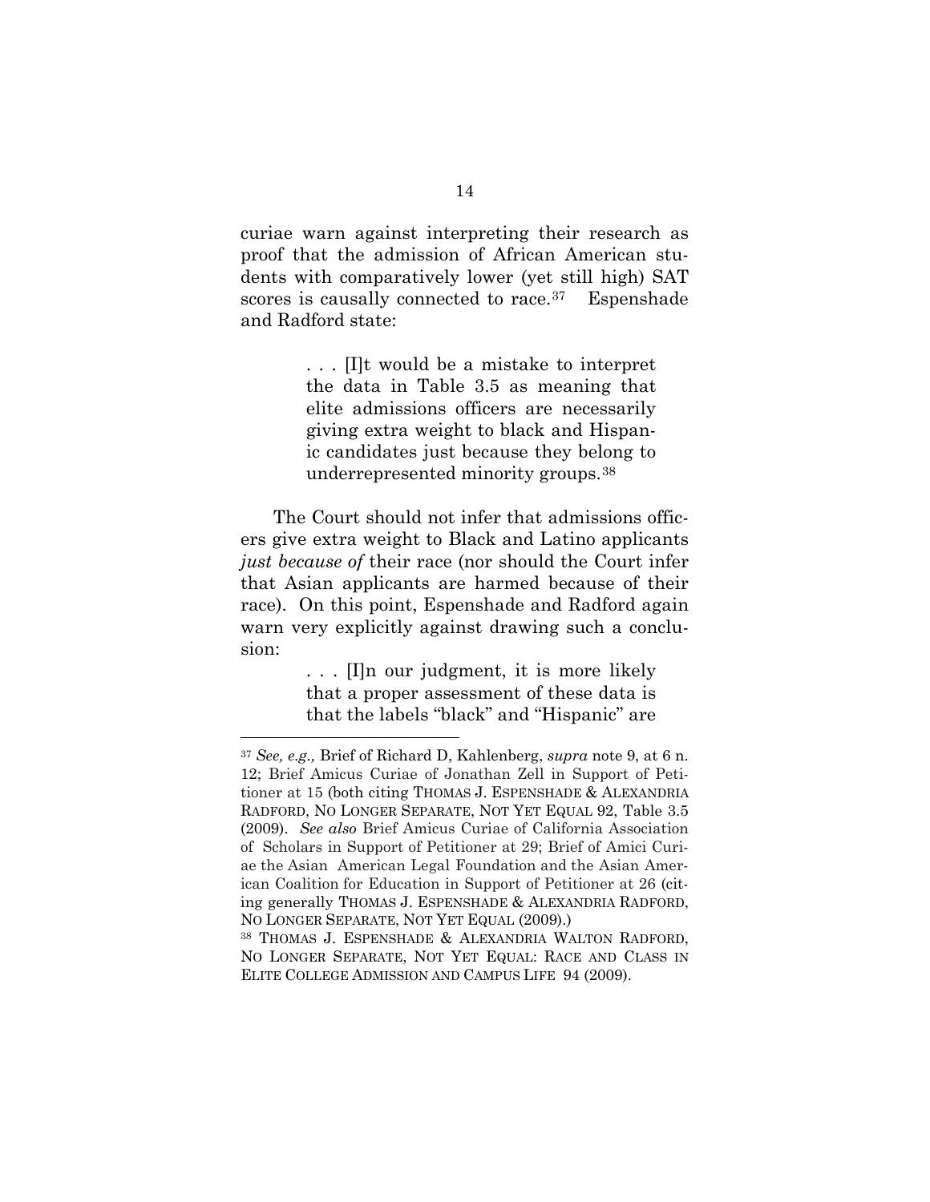curiae warn against interpreting their research as proof that the admission of African American students with comparatively lower (yet still high) SAT scores is causally connected to race.[37] Espenshade and Radford state:

> . . . [I]t would be a mistake to interpret the data in Table 3.5 as meaning that elite admissions officers are necessarily giving extra weight to black and Hispanic candidates just because they belong to underrepresented minority groups.[38]

The Court should not infer that admissions officers give extra weight to Black and Latino applicants *just because of* their race (nor should the Court infer that Asian applicants are harmed because of their race). On this point, Espenshade and Radford again warn very explicitly against drawing such a conclusion:

> . . . [I]n our judgment, it is more likely that a proper assessment of these data is that the labels "black" and "Hispanic" are

---

[37] *See, e.g.,* Brief of Richard D, Kahlenberg, *supra* note 9, at 6 n. 12; Brief Amicus Curiae of Jonathan Zell in Support of Petitioner at 15 (both citing THOMAS J. ESPENSHADE & ALEXANDRIA RADFORD, NO LONGER SEPARATE, NOT YET EQUAL 92, Table 3.5 (2009). *See also* Brief Amicus Curiae of California Association of Scholars in Support of Petitioner at 29; Brief of Amici Curiae the Asian American Legal Foundation and the Asian American Coalition for Education in Support of Petitioner at 26 (citing generally THOMAS J. ESPENSHADE & ALEXANDRIA RADFORD, NO LONGER SEPARATE, NOT YET EQUAL (2009).)

[38] THOMAS J. ESPENSHADE & ALEXANDRIA WALTON RADFORD, NO LONGER SEPARATE, NOT YET EQUAL: RACE AND CLASS IN ELITE COLLEGE ADMISSION AND CAMPUS LIFE 94 (2009).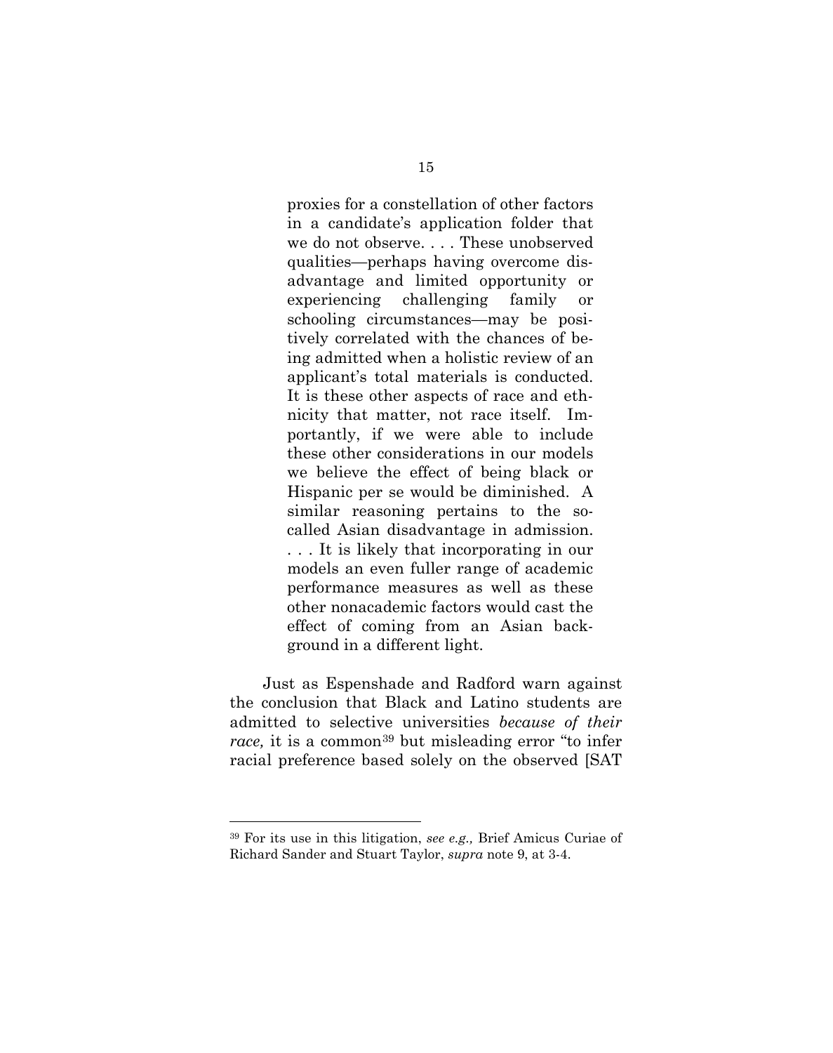> proxies for a constellation of other factors in a candidate's application folder that we do not observe. . . . These unobserved qualities—perhaps having overcome disadvantage and limited opportunity or experiencing challenging family or schooling circumstances—may be positively correlated with the chances of being admitted when a holistic review of an applicant's total materials is conducted. It is these other aspects of race and ethnicity that matter, not race itself. Importantly, if we were able to include these other considerations in our models we believe the effect of being black or Hispanic per se would be diminished. A similar reasoning pertains to the so-called Asian disadvantage in admission. . . . It is likely that incorporating in our models an even fuller range of academic performance measures as well as these other nonacademic factors would cast the effect of coming from an Asian background in a different light.

Just as Espenshade and Radford warn against the conclusion that Black and Latino students are admitted to selective universities *because of their race,* it is a common[39] but misleading error "to infer racial preference based solely on the observed [SAT

---

[39] For its use in this litigation, *see e.g.,* Brief Amicus Curiae of Richard Sander and Stuart Taylor, *supra* note 9, at 3-4.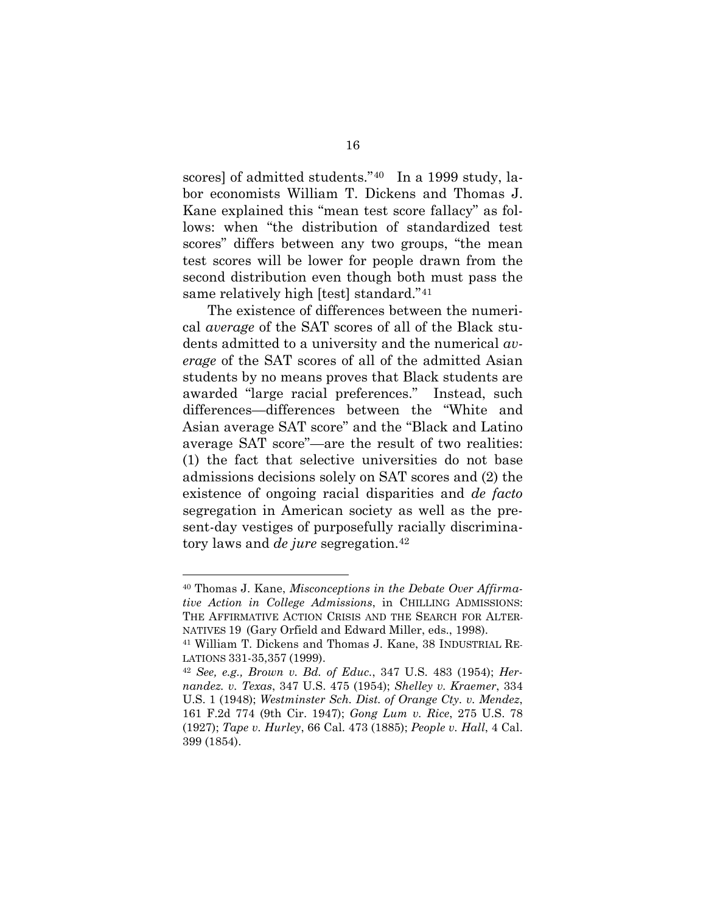scores] of admitted students."[40] In a 1999 study, labor economists William T. Dickens and Thomas J. Kane explained this "mean test score fallacy" as follows: when "the distribution of standardized test scores" differs between any two groups, "the mean test scores will be lower for people drawn from the second distribution even though both must pass the same relatively high [test] standard."[41]

The existence of differences between the numerical *average* of the SAT scores of all of the Black students admitted to a university and the numerical *average* of the SAT scores of all of the admitted Asian students by no means proves that Black students are awarded "large racial preferences." Instead, such differences—differences between the "White and Asian average SAT score" and the "Black and Latino average SAT score"—are the result of two realities: (1) the fact that selective universities do not base admissions decisions solely on SAT scores and (2) the existence of ongoing racial disparities and *de facto* segregation in American society as well as the present-day vestiges of purposefully racially discriminatory laws and *de jure* segregation.[42]

---

[40] Thomas J. Kane, *Misconceptions in the Debate Over Affirmative Action in College Admissions*, in CHILLING ADMISSIONS: THE AFFIRMATIVE ACTION CRISIS AND THE SEARCH FOR ALTERNATIVES 19 (Gary Orfield and Edward Miller, eds., 1998).

[41] William T. Dickens and Thomas J. Kane, 38 INDUSTRIAL RELATIONS 331-35,357 (1999).

[42] *See, e.g., Brown v. Bd. of Educ.*, 347 U.S. 483 (1954); *Hernandez. v. Texas*, 347 U.S. 475 (1954); *Shelley v. Kraemer*, 334 U.S. 1 (1948); *Westminster Sch. Dist. of Orange Cty. v. Mendez*, 161 F.2d 774 (9th Cir. 1947); *Gong Lum v. Rice*, 275 U.S. 78 (1927); *Tape v. Hurley*, 66 Cal. 473 (1885); *People v. Hall*, 4 Cal. 399 (1854).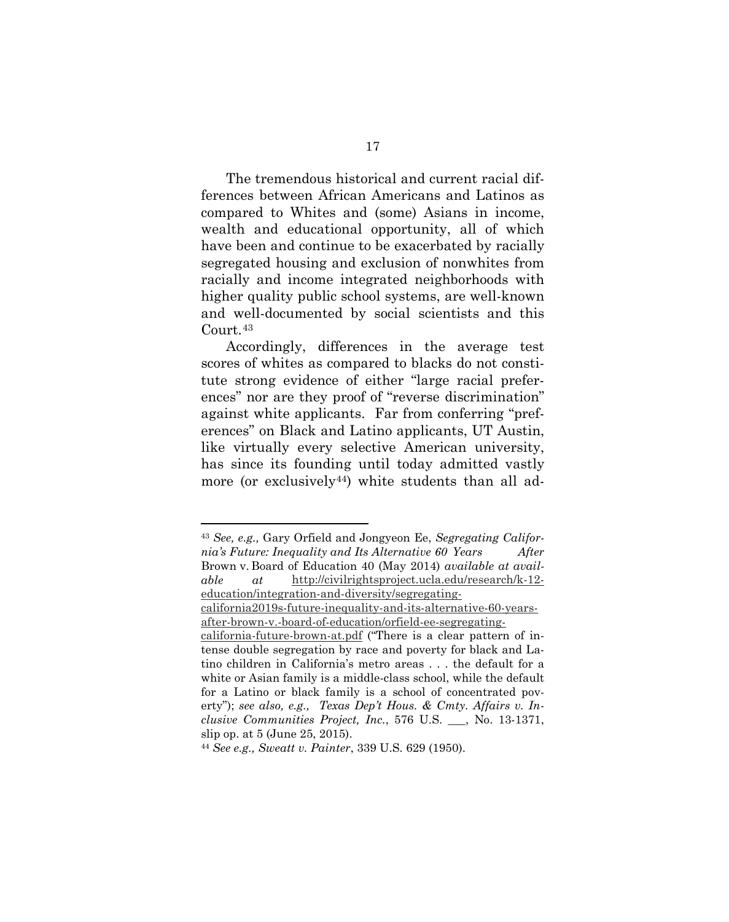The tremendous historical and current racial differences between African Americans and Latinos as compared to Whites and (some) Asians in income, wealth and educational opportunity, all of which have been and continue to be exacerbated by racially segregated housing and exclusion of nonwhites from racially and income integrated neighborhoods with higher quality public school systems, are well-known and well-documented by social scientists and this Court.[43]

Accordingly, differences in the average test scores of whites as compared to blacks do not constitute strong evidence of either "large racial preferences" nor are they proof of "reverse discrimination" against white applicants. Far from conferring "preferences" on Black and Latino applicants, UT Austin, like virtually every selective American university, has since its founding until today admitted vastly more (or exclusively[44]) white students than all ad-

---

[43] *See, e.g.,* Gary Orfield and Jongyeon Ee, *Segregating California's Future: Inequality and Its Alternative 60 Years After* Brown v. Board of Education 40 (May 2014) *available at available at* http://civilrightsproject.ucla.edu/research/k-12-education/integration-and-diversity/segregating-california2019s-future-inequality-and-its-alternative-60-years-after-brown-v.-board-of-education/orfield-ee-segregating-california-future-brown-at.pdf ("There is a clear pattern of intense double segregation by race and poverty for black and Latino children in California's metro areas . . . the default for a white or Asian family is a middle-class school, while the default for a Latino or black family is a school of concentrated poverty"); *see also, e.g., Texas Dep't Hous. & Cmty. Affairs v. Inclusive Communities Project, Inc.*, 576 U.S. ___, No. 13-1371, slip op. at 5 (June 25, 2015).

[44] *See e.g., Sweatt v. Painter*, 339 U.S. 629 (1950).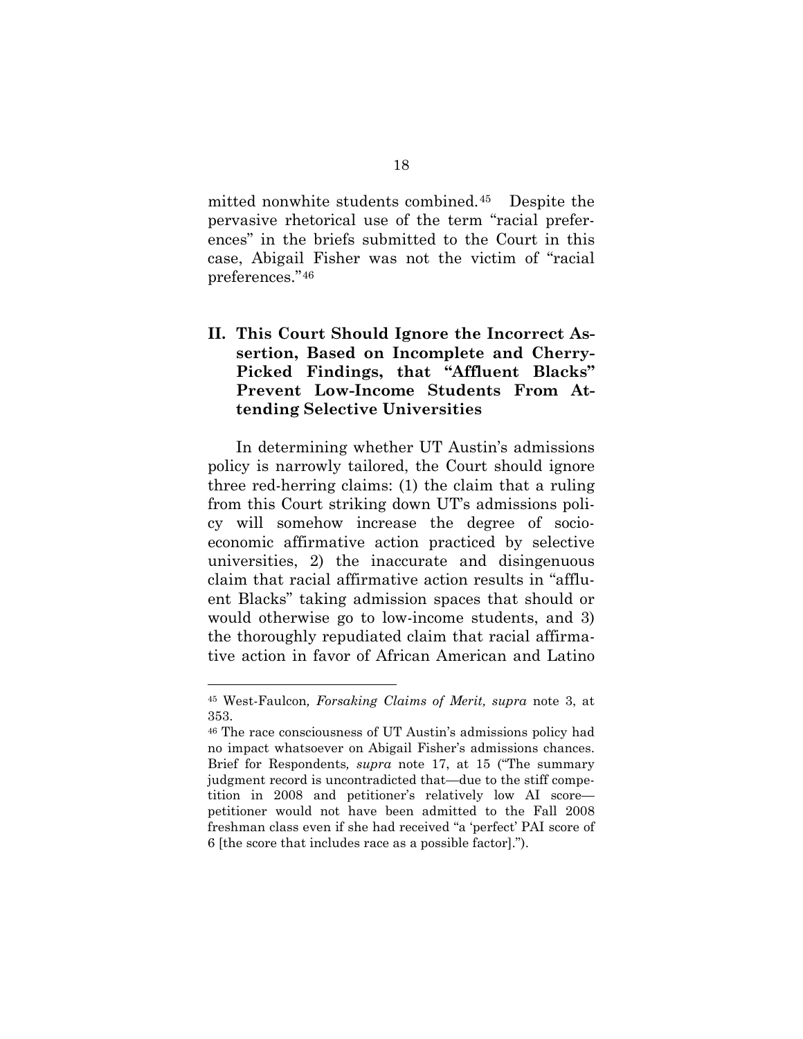mitted nonwhite students combined.[45] Despite the pervasive rhetorical use of the term "racial preferences" in the briefs submitted to the Court in this case, Abigail Fisher was not the victim of "racial preferences."[46]

## II. This Court Should Ignore the Incorrect Assertion, Based on Incomplete and Cherry-Picked Findings, that "Affluent Blacks" Prevent Low-Income Students From Attending Selective Universities

In determining whether UT Austin's admissions policy is narrowly tailored, the Court should ignore three red-herring claims: (1) the claim that a ruling from this Court striking down UT's admissions policy will somehow increase the degree of socioeconomic affirmative action practiced by selective universities, 2) the inaccurate and disingenuous claim that racial affirmative action results in "affluent Blacks" taking admission spaces that should or would otherwise go to low-income students, and 3) the thoroughly repudiated claim that racial affirmative action in favor of African American and Latino

---

[45] West-Faulcon*, Forsaking Claims of Merit, supra* note 3, at 353.

[46] The race consciousness of UT Austin's admissions policy had no impact whatsoever on Abigail Fisher's admissions chances. Brief for Respondents*, supra* note 17, at 15 ("The summary judgment record is uncontradicted that—due to the stiff competition in 2008 and petitioner's relatively low AI score—petitioner would not have been admitted to the Fall 2008 freshman class even if she had received "a 'perfect' PAI score of 6 [the score that includes race as a possible factor].").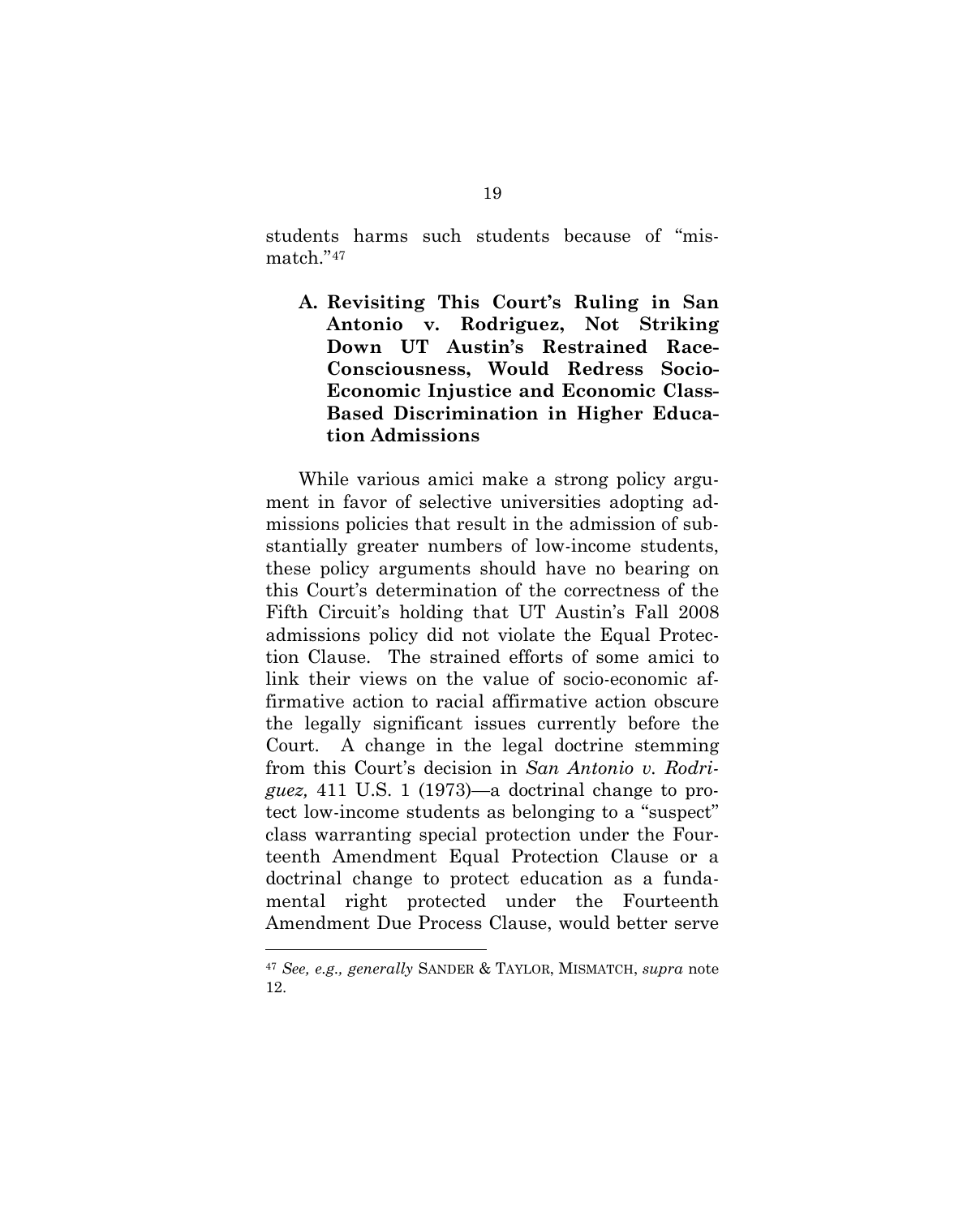students harms such students because of "mismatch."[47]

### A. Revisiting This Court's Ruling in San Antonio v. Rodriguez, Not Striking Down UT Austin's Restrained Race-Consciousness, Would Redress Socio-Economic Injustice and Economic Class-Based Discrimination in Higher Education Admissions

While various amici make a strong policy argument in favor of selective universities adopting admissions policies that result in the admission of substantially greater numbers of low-income students, these policy arguments should have no bearing on this Court's determination of the correctness of the Fifth Circuit's holding that UT Austin's Fall 2008 admissions policy did not violate the Equal Protection Clause. The strained efforts of some amici to link their views on the value of socio-economic affirmative action to racial affirmative action obscure the legally significant issues currently before the Court. A change in the legal doctrine stemming from this Court's decision in *San Antonio v. Rodriguez,* 411 U.S. 1 (1973)—a doctrinal change to protect low-income students as belonging to a "suspect" class warranting special protection under the Fourteenth Amendment Equal Protection Clause or a doctrinal change to protect education as a fundamental right protected under the Fourteenth Amendment Due Process Clause, would better serve

[47] *See, e.g., generally* SANDER & TAYLOR, MISMATCH, *supra* note 12.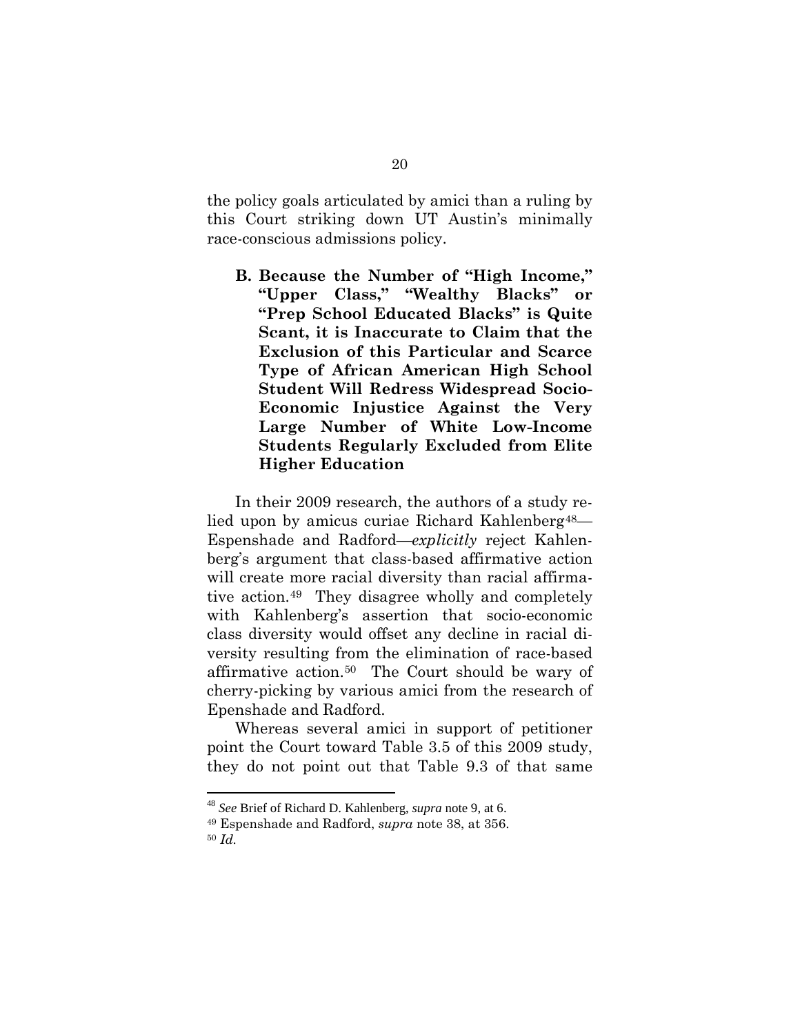the policy goals articulated by amici than a ruling by this Court striking down UT Austin's minimally race-conscious admissions policy.

### B. Because the Number of "High Income," "Upper Class," "Wealthy Blacks" or "Prep School Educated Blacks" is Quite Scant, it is Inaccurate to Claim that the Exclusion of this Particular and Scarce Type of African American High School Student Will Redress Widespread Socio-Economic Injustice Against the Very Large Number of White Low-Income Students Regularly Excluded from Elite Higher Education

In their 2009 research, the authors of a study relied upon by amicus curiae Richard Kahlenberg[48]—Espenshade and Radford—*explicitly* reject Kahlenberg's argument that class-based affirmative action will create more racial diversity than racial affirmative action.[49] They disagree wholly and completely with Kahlenberg's assertion that socio-economic class diversity would offset any decline in racial diversity resulting from the elimination of race-based affirmative action.[50] The Court should be wary of cherry-picking by various amici from the research of Epenshade and Radford.

Whereas several amici in support of petitioner point the Court toward Table 3.5 of this 2009 study, they do not point out that Table 9.3 of that same

[48] *See* Brief of Richard D. Kahlenberg, *supra* note 9, at 6.

[49] Espenshade and Radford, *supra* note 38, at 356.

[50] *Id.*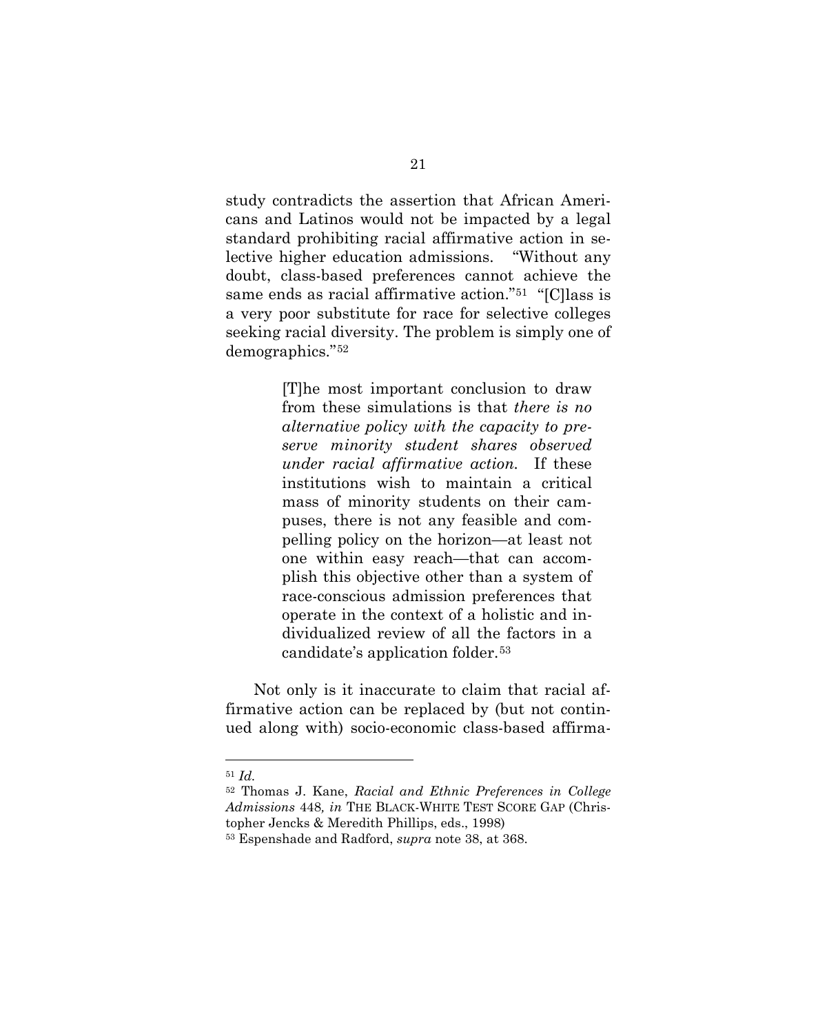study contradicts the assertion that African Americans and Latinos would not be impacted by a legal standard prohibiting racial affirmative action in selective higher education admissions. "Without any doubt, class-based preferences cannot achieve the same ends as racial affirmative action."[51] "[C]lass is a very poor substitute for race for selective colleges seeking racial diversity. The problem is simply one of demographics."[52]

> [T]he most important conclusion to draw from these simulations is that *there is no alternative policy with the capacity to preserve minority student shares observed under racial affirmative action.* If these institutions wish to maintain a critical mass of minority students on their campuses, there is not any feasible and compelling policy on the horizon—at least not one within easy reach—that can accomplish this objective other than a system of race-conscious admission preferences that operate in the context of a holistic and individualized review of all the factors in a candidate's application folder.[53]

Not only is it inaccurate to claim that racial affirmative action can be replaced by (but not continued along with) socio-economic class-based affirma-

---

[51] *Id.*

[52] Thomas J. Kane, *Racial and Ethnic Preferences in College Admissions* 448, *in* THE BLACK-WHITE TEST SCORE GAP (Christopher Jencks & Meredith Phillips, eds., 1998)

[53] Espenshade and Radford, *supra* note 38, at 368.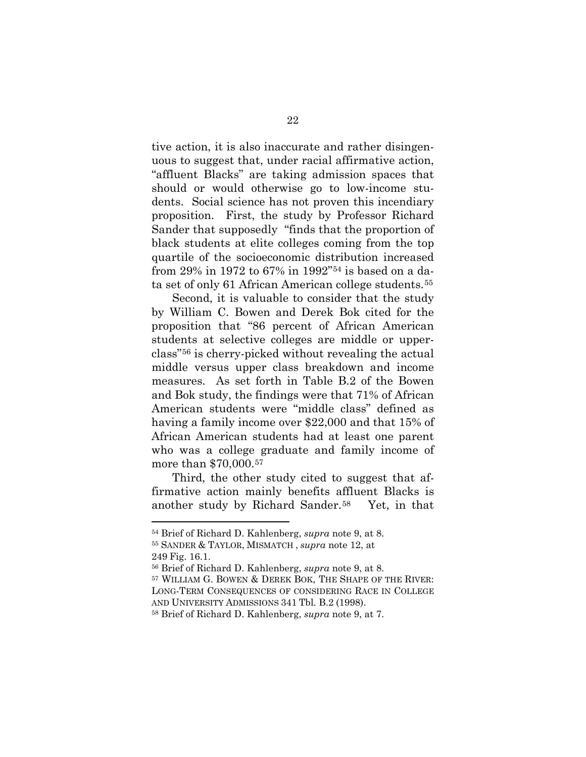tive action, it is also inaccurate and rather disingenuous to suggest that, under racial affirmative action, "affluent Blacks" are taking admission spaces that should or would otherwise go to low-income students. Social science has not proven this incendiary proposition. First, the study by Professor Richard Sander that supposedly "finds that the proportion of black students at elite colleges coming from the top quartile of the socioeconomic distribution increased from 29% in 1972 to 67% in 1992"[54] is based on a data set of only 61 African American college students.[55]

Second, it is valuable to consider that the study by William C. Bowen and Derek Bok cited for the proposition that "86 percent of African American students at selective colleges are middle or upper-class"[56] is cherry-picked without revealing the actual middle versus upper class breakdown and income measures. As set forth in Table B.2 of the Bowen and Bok study, the findings were that 71% of African American students were "middle class" defined as having a family income over $22,000 and that 15% of African American students had at least one parent who was a college graduate and family income of more than $70,000.[57]

Third, the other study cited to suggest that affirmative action mainly benefits affluent Blacks is another study by Richard Sander.[58] Yet, in that

---

[54] Brief of Richard D. Kahlenberg, *supra* note 9, at 8.

[55] SANDER & TAYLOR, MISMATCH , *supra* note 12, at 249 Fig. 16.1.

[56] Brief of Richard D. Kahlenberg, *supra* note 9, at 8.

[57] WILLIAM G. BOWEN & DEREK BOK, THE SHAPE OF THE RIVER: LONG-TERM CONSEQUENCES OF CONSIDERING RACE IN COLLEGE AND UNIVERSITY ADMISSIONS 341 Tbl. B.2 (1998).

[58] Brief of Richard D. Kahlenberg, *supra* note 9, at 7.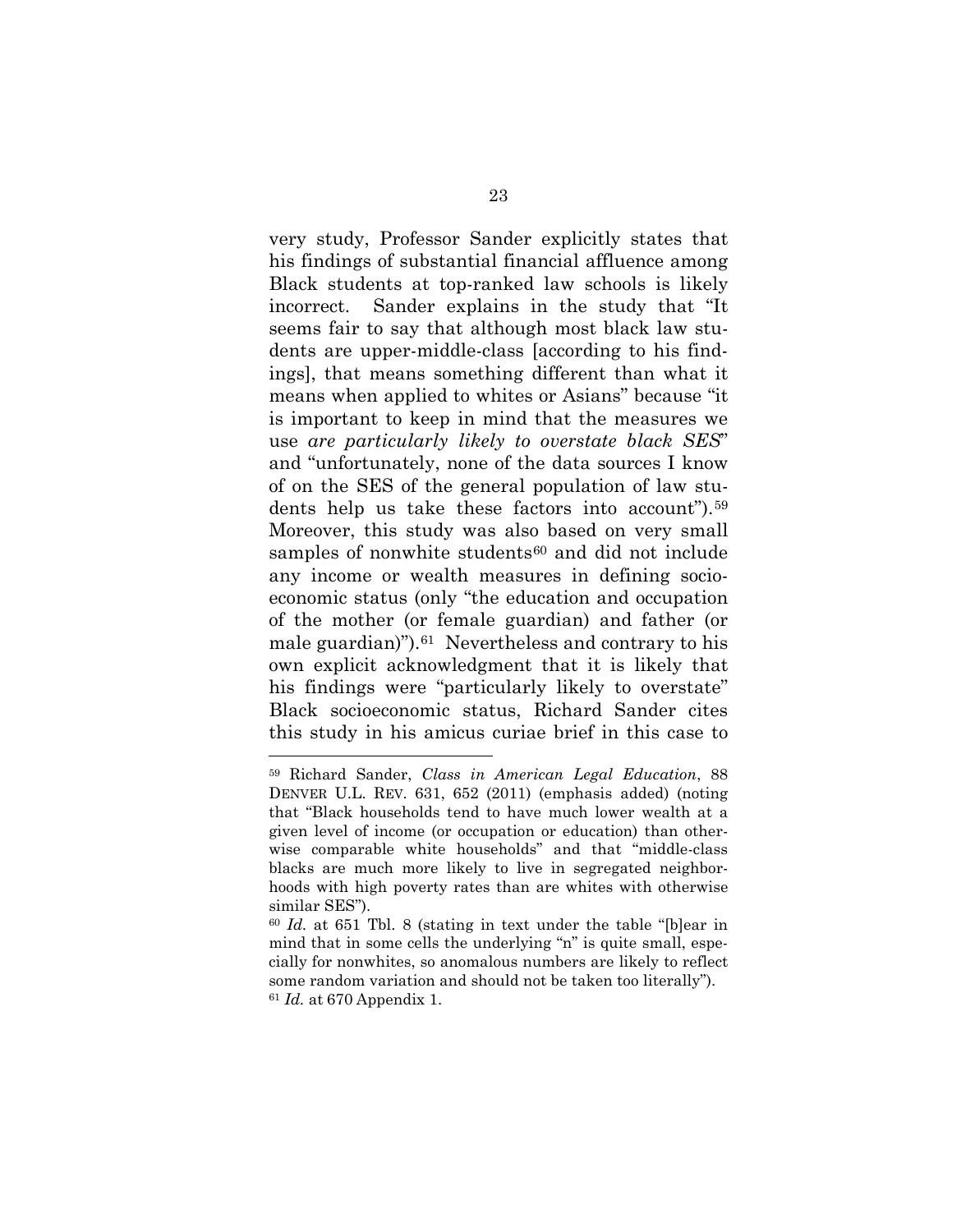very study, Professor Sander explicitly states that his findings of substantial financial affluence among Black students at top-ranked law schools is likely incorrect. Sander explains in the study that "It seems fair to say that although most black law students are upper-middle-class [according to his findings], that means something different than what it means when applied to whites or Asians" because "it is important to keep in mind that the measures we use *are particularly likely to overstate black SES*" and "unfortunately, none of the data sources I know of on the SES of the general population of law students help us take these factors into account").[59] Moreover, this study was also based on very small samples of nonwhite students[60] and did not include any income or wealth measures in defining socioeconomic status (only "the education and occupation of the mother (or female guardian) and father (or male guardian)").[61] Nevertheless and contrary to his own explicit acknowledgment that it is likely that his findings were "particularly likely to overstate" Black socioeconomic status, Richard Sander cites this study in his amicus curiae brief in this case to

---

[59] Richard Sander, *Class in American Legal Education*, 88 DENVER U.L. REV. 631, 652 (2011) (emphasis added) (noting that "Black households tend to have much lower wealth at a given level of income (or occupation or education) than otherwise comparable white households" and that "middle-class blacks are much more likely to live in segregated neighborhoods with high poverty rates than are whites with otherwise similar SES").

[60] *Id.* at 651 Tbl. 8 (stating in text under the table "[b]ear in mind that in some cells the underlying "n" is quite small, especially for nonwhites, so anomalous numbers are likely to reflect some random variation and should not be taken too literally").

[61] *Id.* at 670 Appendix 1.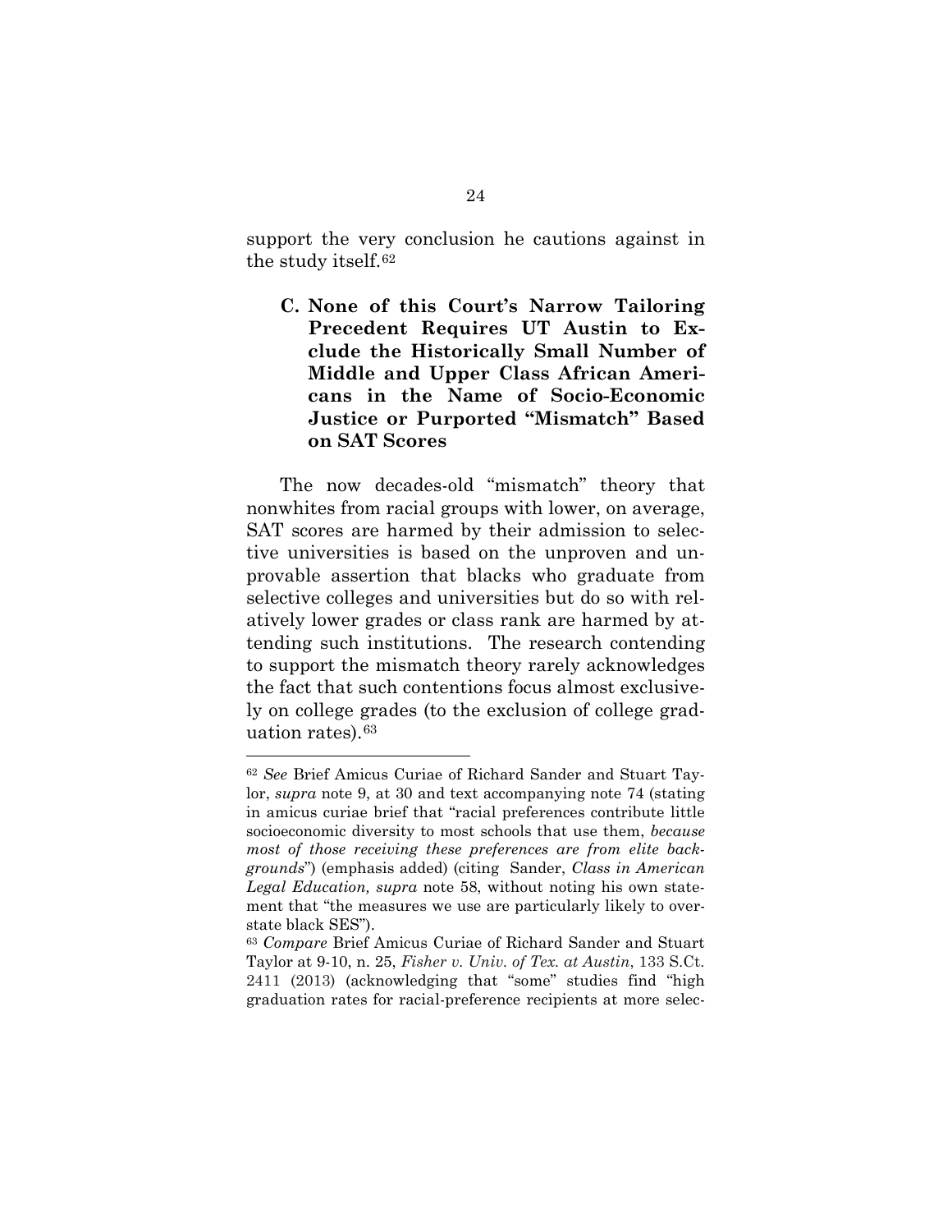support the very conclusion he cautions against in the study itself.[62]

### C. None of this Court's Narrow Tailoring Precedent Requires UT Austin to Exclude the Historically Small Number of Middle and Upper Class African Americans in the Name of Socio-Economic Justice or Purported "Mismatch" Based on SAT Scores

The now decades-old "mismatch" theory that nonwhites from racial groups with lower, on average, SAT scores are harmed by their admission to selective universities is based on the unproven and unprovable assertion that blacks who graduate from selective colleges and universities but do so with relatively lower grades or class rank are harmed by attending such institutions. The research contending to support the mismatch theory rarely acknowledges the fact that such contentions focus almost exclusively on college grades (to the exclusion of college graduation rates).[63]

---

[62] *See* Brief Amicus Curiae of Richard Sander and Stuart Taylor, *supra* note 9, at 30 and text accompanying note 74 (stating in amicus curiae brief that "racial preferences contribute little socioeconomic diversity to most schools that use them, *because most of those receiving these preferences are from elite backgrounds*") (emphasis added) (citing Sander, *Class in American Legal Education, supra* note 58, without noting his own statement that "the measures we use are particularly likely to overstate black SES").

[63] *Compare* Brief Amicus Curiae of Richard Sander and Stuart Taylor at 9-10, n. 25, *Fisher v. Univ. of Tex. at Austin*, 133 S.Ct. 2411 (2013) (acknowledging that "some" studies find "high graduation rates for racial-preference recipients at more selec-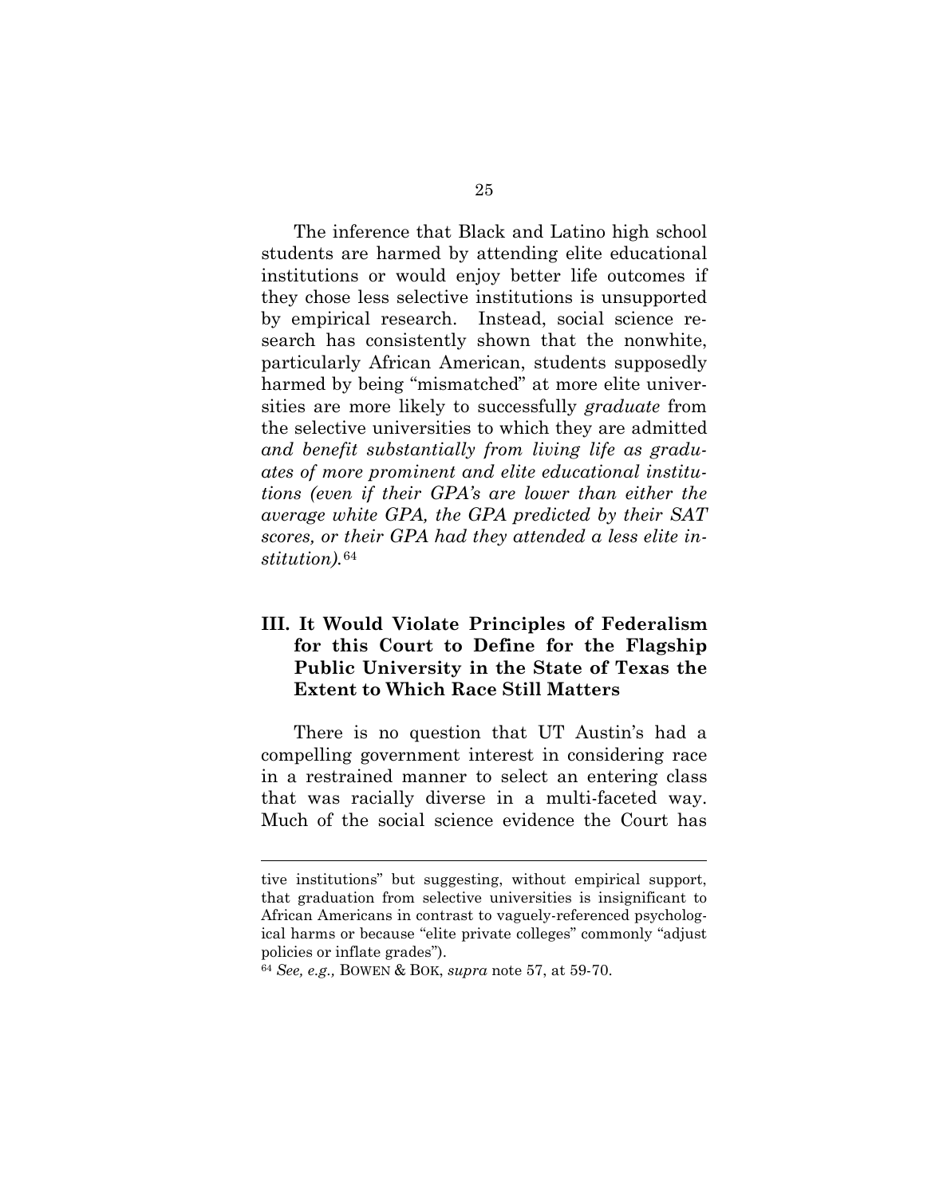The inference that Black and Latino high school students are harmed by attending elite educational institutions or would enjoy better life outcomes if they chose less selective institutions is unsupported by empirical research. Instead, social science research has consistently shown that the nonwhite, particularly African American, students supposedly harmed by being "mismatched" at more elite universities are more likely to successfully *graduate* from the selective universities to which they are admitted *and benefit substantially from living life as graduates of more prominent and elite educational institutions (even if their GPA's are lower than either the average white GPA, the GPA predicted by their SAT scores, or their GPA had they attended a less elite institution).*[64]

## III. It Would Violate Principles of Federalism for this Court to Define for the Flagship Public University in the State of Texas the Extent to Which Race Still Matters

There is no question that UT Austin's had a compelling government interest in considering race in a restrained manner to select an entering class that was racially diverse in a multi-faceted way. Much of the social science evidence the Court has

---

tive institutions" but suggesting, without empirical support, that graduation from selective universities is insignificant to African Americans in contrast to vaguely-referenced psychological harms or because "elite private colleges" commonly "adjust policies or inflate grades").

[64] *See, e.g.,* BOWEN & BOK, *supra* note 57, at 59-70.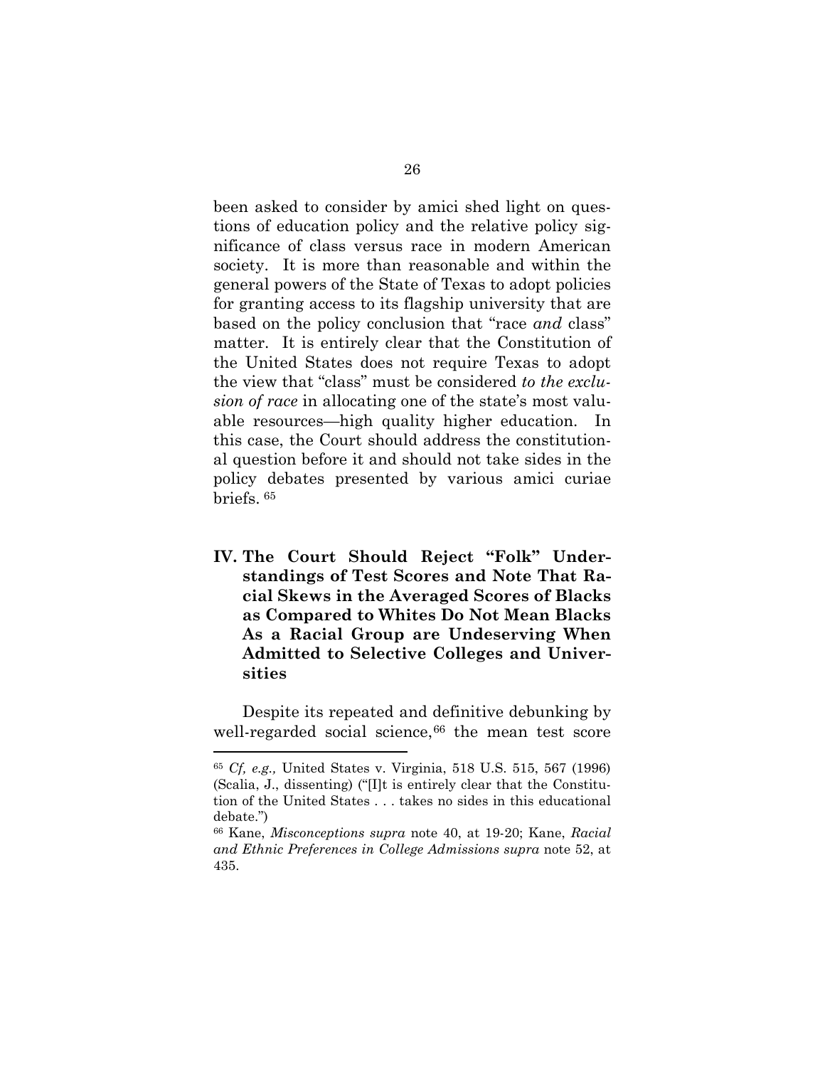been asked to consider by amici shed light on questions of education policy and the relative policy significance of class versus race in modern American society. It is more than reasonable and within the general powers of the State of Texas to adopt policies for granting access to its flagship university that are based on the policy conclusion that "race *and* class" matter. It is entirely clear that the Constitution of the United States does not require Texas to adopt the view that "class" must be considered *to the exclusion of race* in allocating one of the state's most valuable resources—high quality higher education. In this case, the Court should address the constitutional question before it and should not take sides in the policy debates presented by various amici curiae briefs. [65]

## IV. The Court Should Reject "Folk" Understandings of Test Scores and Note That Racial Skews in the Averaged Scores of Blacks as Compared to Whites Do Not Mean Blacks As a Racial Group are Undeserving When Admitted to Selective Colleges and Universities

Despite its repeated and definitive debunking by well-regarded social science,[66] the mean test score

---

[65] *Cf, e.g.,* United States v. Virginia, 518 U.S. 515, 567 (1996) (Scalia, J., dissenting) ("[I]t is entirely clear that the Constitution of the United States . . . takes no sides in this educational debate.")

[66] Kane, *Misconceptions supra* note 40, at 19-20; Kane, *Racial and Ethnic Preferences in College Admissions supra* note 52, at 435.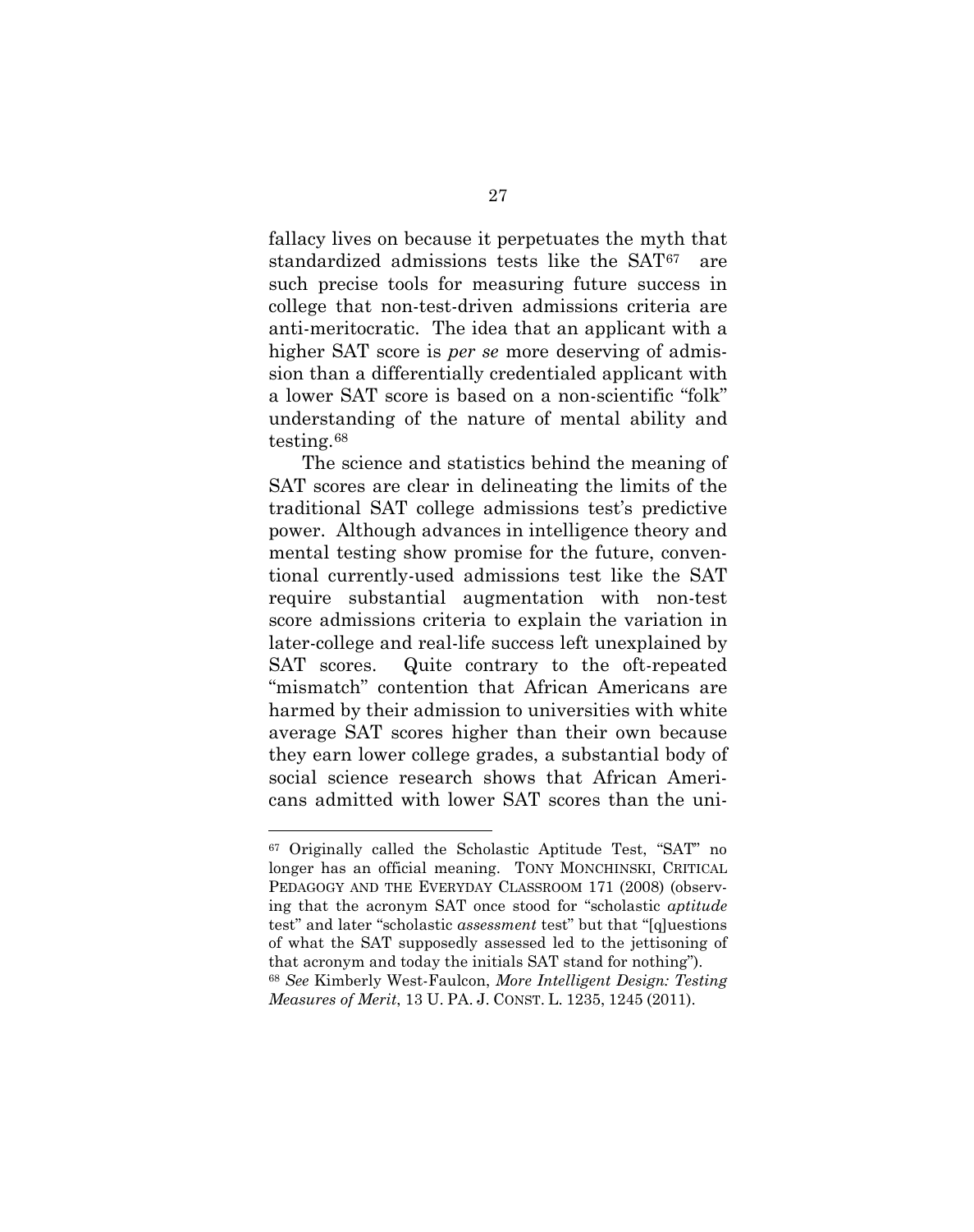fallacy lives on because it perpetuates the myth that standardized admissions tests like the SAT[67] are such precise tools for measuring future success in college that non-test-driven admissions criteria are anti-meritocratic. The idea that an applicant with a higher SAT score is *per se* more deserving of admission than a differentially credentialed applicant with a lower SAT score is based on a non-scientific "folk" understanding of the nature of mental ability and testing.[68]

The science and statistics behind the meaning of SAT scores are clear in delineating the limits of the traditional SAT college admissions test's predictive power. Although advances in intelligence theory and mental testing show promise for the future, conventional currently-used admissions test like the SAT require substantial augmentation with non-test score admissions criteria to explain the variation in later-college and real-life success left unexplained by SAT scores. Quite contrary to the oft-repeated "mismatch" contention that African Americans are harmed by their admission to universities with white average SAT scores higher than their own because they earn lower college grades, a substantial body of social science research shows that African Americans admitted with lower SAT scores than the uni-

---

[67] Originally called the Scholastic Aptitude Test, "SAT" no longer has an official meaning. TONY MONCHINSKI, CRITICAL PEDAGOGY AND THE EVERYDAY CLASSROOM 171 (2008) (observing that the acronym SAT once stood for "scholastic *aptitude* test" and later "scholastic *assessment* test" but that "[q]uestions of what the SAT supposedly assessed led to the jettisoning of that acronym and today the initials SAT stand for nothing").

[68] *See* Kimberly West-Faulcon, *More Intelligent Design: Testing Measures of Merit*, 13 U. PA. J. CONST. L. 1235, 1245 (2011).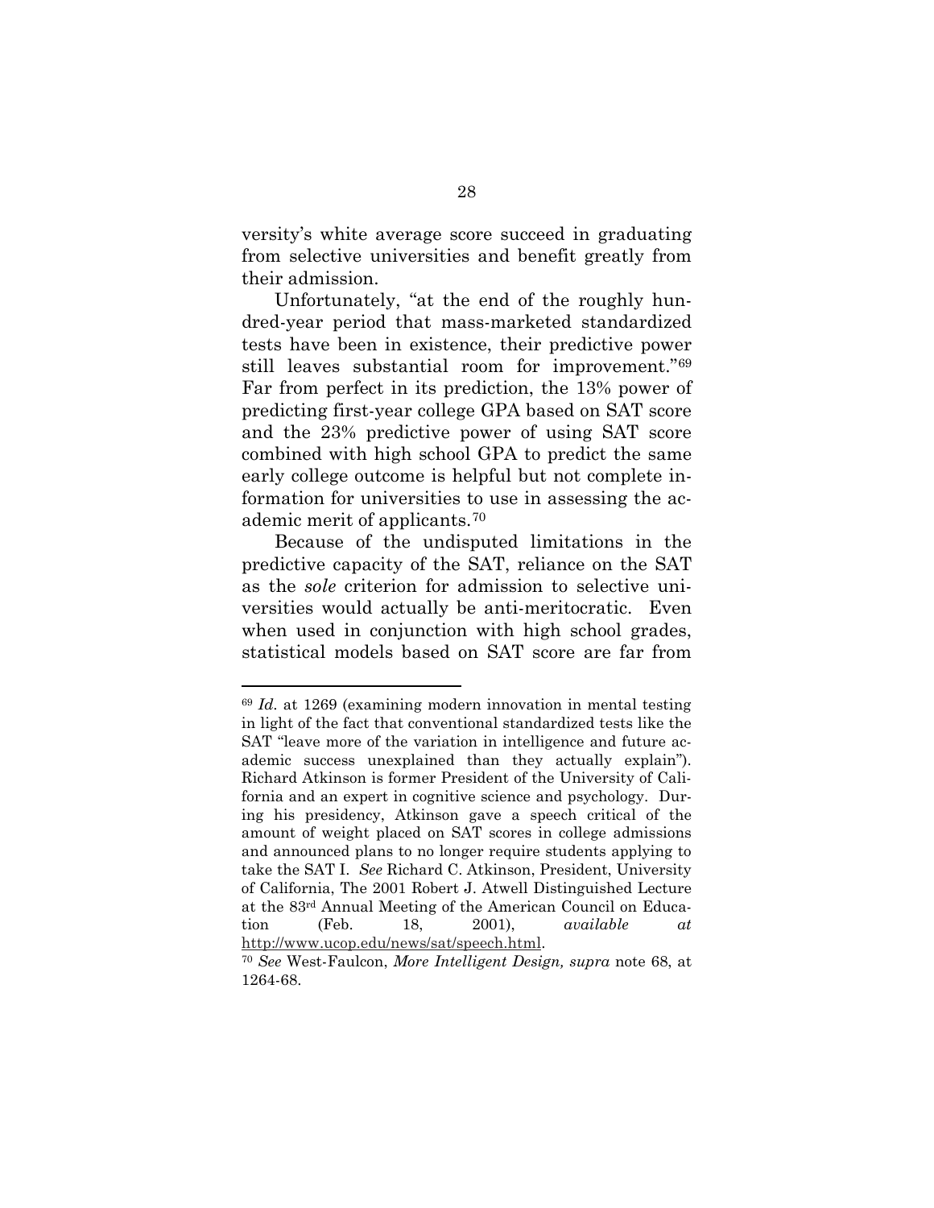versity's white average score succeed in graduating from selective universities and benefit greatly from their admission.

Unfortunately, "at the end of the roughly hundred-year period that mass-marketed standardized tests have been in existence, their predictive power still leaves substantial room for improvement."[69] Far from perfect in its prediction, the 13% power of predicting first-year college GPA based on SAT score and the 23% predictive power of using SAT score combined with high school GPA to predict the same early college outcome is helpful but not complete information for universities to use in assessing the academic merit of applicants.[70]

Because of the undisputed limitations in the predictive capacity of the SAT, reliance on the SAT as the *sole* criterion for admission to selective universities would actually be anti-meritocratic. Even when used in conjunction with high school grades, statistical models based on SAT score are far from

---

[69] *Id.* at 1269 (examining modern innovation in mental testing in light of the fact that conventional standardized tests like the SAT "leave more of the variation in intelligence and future academic success unexplained than they actually explain"). Richard Atkinson is former President of the University of California and an expert in cognitive science and psychology. During his presidency, Atkinson gave a speech critical of the amount of weight placed on SAT scores in college admissions and announced plans to no longer require students applying to take the SAT I. *See* Richard C. Atkinson, President, University of California, The 2001 Robert J. Atwell Distinguished Lecture at the 83rd Annual Meeting of the American Council on Education (Feb. 18, 2001), *available at* http://www.ucop.edu/news/sat/speech.html.

[70] *See* West-Faulcon, *More Intelligent Design, supra* note 68, at 1264-68.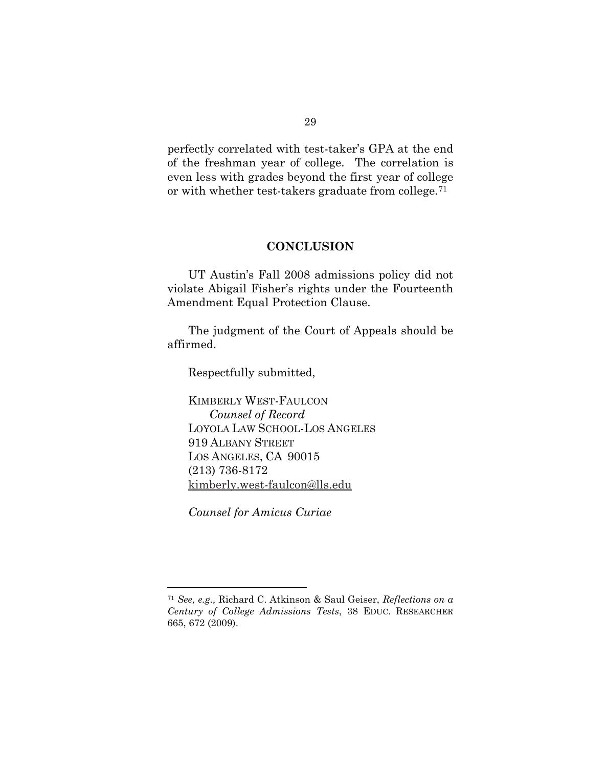perfectly correlated with test-taker's GPA at the end of the freshman year of college. The correlation is even less with grades beyond the first year of college or with whether test-takers graduate from college.[71]

## CONCLUSION

UT Austin's Fall 2008 admissions policy did not violate Abigail Fisher's rights under the Fourteenth Amendment Equal Protection Clause.

The judgment of the Court of Appeals should be affirmed.

Respectfully submitted,

KIMBERLY WEST-FAULCON
*Counsel of Record*
LOYOLA LAW SCHOOL-LOS ANGELES
919 ALBANY STREET
LOS ANGELES, CA 90015
(213) 736-8172
kimberly.west-faulcon@lls.edu

*Counsel for Amicus Curiae*

---

[71] *See, e.g.,* Richard C. Atkinson & Saul Geiser, *Reflections on a Century of College Admissions Tests*, 38 EDUC. RESEARCHER 665, 672 (2009).